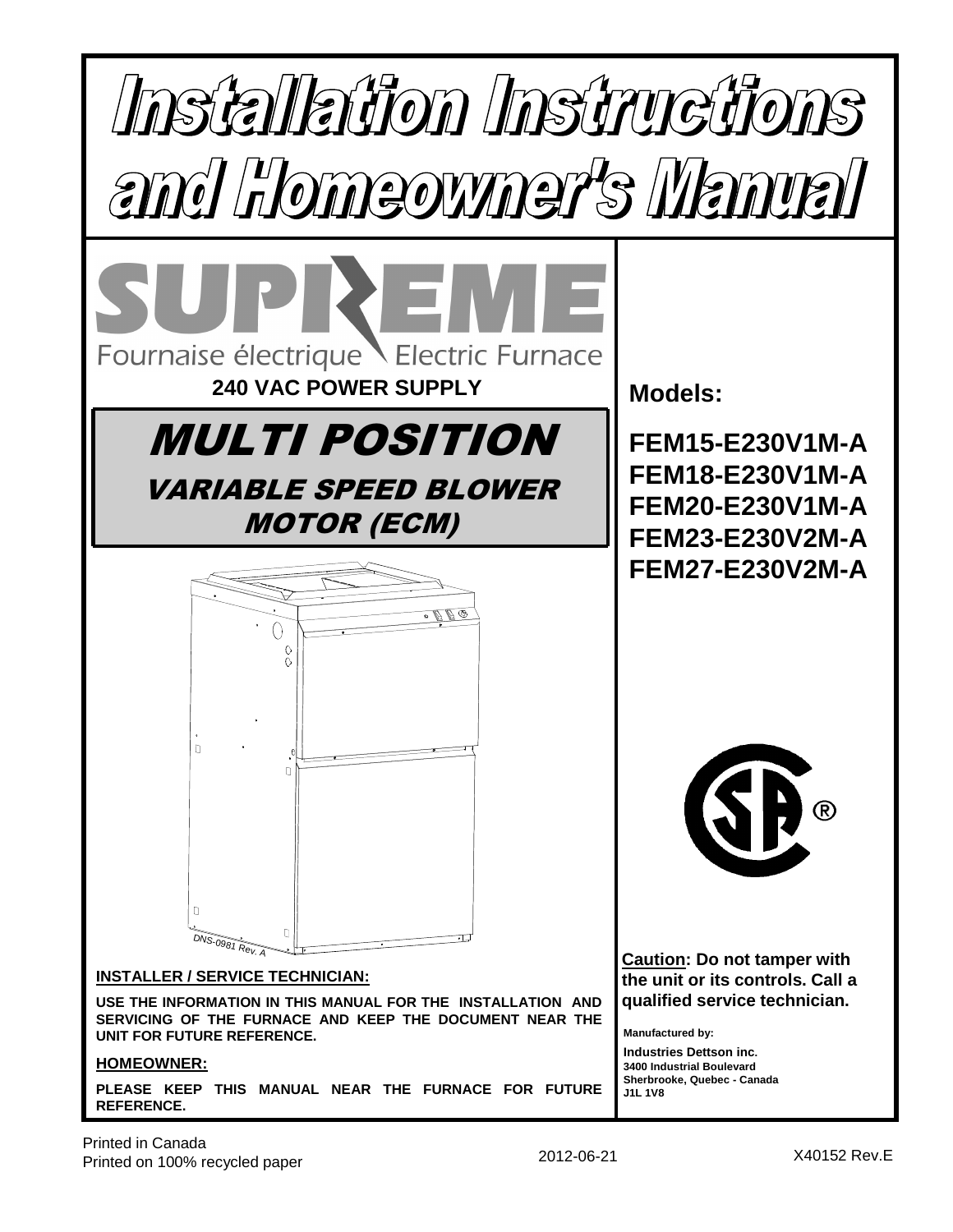# Installation Instructions and Homeowner's Manual

SUPREME

Fournaise électrique Electric Furnace

**240 VAC POWER SUPPLY**

## MULTI POSITION

### VARIABLE SPEED BLOWER MOTOR (ECM)

DNS-0981 Rev. A

**Models:**

**FEM15-E230V1M-A**
**FEM18-E230V1M-A**
**FEM20-E230V1M-A**
**FEM23-E230V2M-A**
**FEM27-E230V2M-A**

**INSTALLER / SERVICE TECHNICIAN:**

**USE THE INFORMATION IN THIS MANUAL FOR THE INSTALLATION AND SERVICING OF THE FURNACE AND KEEP THE DOCUMENT NEAR THE UNIT FOR FUTURE REFERENCE.**

**HOMEOWNER:**

**PLEASE KEEP THIS MANUAL NEAR THE FURNACE FOR FUTURE REFERENCE.**

**Caution: Do not tamper with the unit or its controls. Call a qualified service technician.**

**Manufactured by:**

**Industries Dettson inc.**
**3400 Industrial Boulevard**
**Sherbrooke, Quebec - Canada**
**J1L 1V8**

Printed in Canada
Printed on 100% recycled paper

2012-06-21

X40152 Rev.E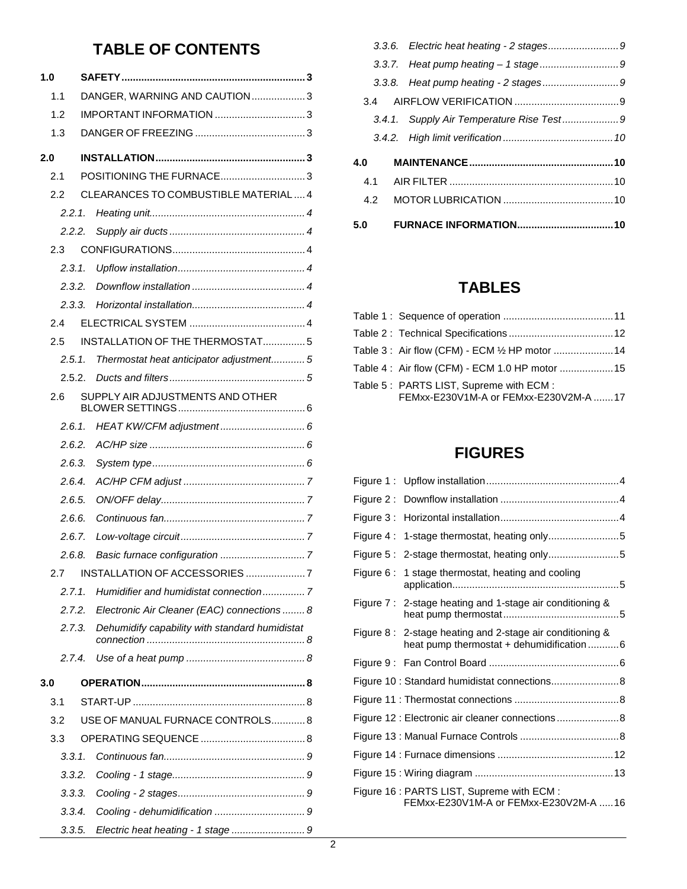# TABLE OF CONTENTS

**1.0 SAFETY ........ 3**
- 1.1 DANGER, WARNING AND CAUTION ........ 3
- 1.2 IMPORTANT INFORMATION ........ 3
- 1.3 DANGER OF FREEZING ........ 3

**2.0 INSTALLATION ........ 3**
- 2.1 POSITIONING THE FURNACE ........ 3
- 2.2 CLEARANCES TO COMBUSTIBLE MATERIAL ........ 4
  - *2.2.1. Heating unit ........ 4*
  - *2.2.2. Supply air ducts ........ 4*
- 2.3 CONFIGURATIONS ........ 4
  - *2.3.1. Upflow installation ........ 4*
  - *2.3.2. Downflow installation ........ 4*
  - *2.3.3. Horizontal installation ........ 4*
- 2.4 ELECTRICAL SYSTEM ........ 4
- 2.5 INSTALLATION OF THE THERMOSTAT ........ 5
  - *2.5.1. Thermostat heat anticipator adjustment ........ 5*
  - *2.5.2. Ducts and filters ........ 5*
- 2.6 SUPPLY AIR ADJUSTMENTS AND OTHER BLOWER SETTINGS ........ 6
  - *2.6.1. HEAT KW/CFM adjustment ........ 6*
  - *2.6.2. AC/HP size ........ 6*
  - *2.6.3. System type ........ 6*
  - *2.6.4. AC/HP CFM adjust ........ 7*
  - *2.6.5. ON/OFF delay ........ 7*
  - *2.6.6. Continuous fan ........ 7*
  - *2.6.7. Low-voltage circuit ........ 7*
  - *2.6.8. Basic furnace configuration ........ 7*
- 2.7 INSTALLATION OF ACCESSORIES ........ 7
  - *2.7.1. Humidifier and humidistat connection ........ 7*
  - *2.7.2. Electronic Air Cleaner (EAC) connections ........ 8*
  - *2.7.3. Dehumidify capability with standard humidistat connection ........ 8*
  - *2.7.4. Use of a heat pump ........ 8*

**3.0 OPERATION ........ 8**
- 3.1 START-UP ........ 8
- 3.2 USE OF MANUAL FURNACE CONTROLS ........ 8
- 3.3 OPERATING SEQUENCE ........ 8
  - *3.3.1. Continuous fan ........ 9*
  - *3.3.2. Cooling - 1 stage ........ 9*
  - *3.3.3. Cooling - 2 stages ........ 9*
  - *3.3.4. Cooling - dehumidification ........ 9*
  - *3.3.5. Electric heat heating - 1 stage ........ 9*
  - *3.3.6. Electric heat heating - 2 stages ........ 9*
  - *3.3.7. Heat pump heating – 1 stage ........ 9*
  - *3.3.8. Heat pump heating - 2 stages ........ 9*
- 3.4 AIRFLOW VERIFICATION ........ 9
  - *3.4.1. Supply Air Temperature Rise Test ........ 9*
  - *3.4.2. High limit verification ........ 10*

**4.0 MAINTENANCE ........ 10**
- 4.1 AIR FILTER ........ 10
- 4.2 MOTOR LUBRICATION ........ 10

**5.0 FURNACE INFORMATION ........ 10**

# TABLES

- Table 1 : Sequence of operation ........ 11
- Table 2 : Technical Specifications ........ 12
- Table 3 : Air flow (CFM) - ECM ½ HP motor ........ 14
- Table 4 : Air flow (CFM) - ECM 1.0 HP motor ........ 15
- Table 5 : PARTS LIST, Supreme with ECM : FEMxx-E230V1M-A or FEMxx-E230V2M-A ........ 17

# FIGURES

- Figure 1 : Upflow installation ........ 4
- Figure 2 : Downflow installation ........ 4
- Figure 3 : Horizontal installation ........ 4
- Figure 4 : 1-stage thermostat, heating only ........ 5
- Figure 5 : 2-stage thermostat, heating only ........ 5
- Figure 6 : 1 stage thermostat, heating and cooling application ........ 5
- Figure 7 : 2-stage heating and 1-stage air conditioning & heat pump thermostat ........ 5
- Figure 8 : 2-stage heating and 2-stage air conditioning & heat pump thermostat + dehumidification ........ 6
- Figure 9 : Fan Control Board ........ 6
- Figure 10 : Standard humidistat connections ........ 8
- Figure 11 : Thermostat connections ........ 8
- Figure 12 : Electronic air cleaner connections ........ 8
- Figure 13 : Manual Furnace Controls ........ 8
- Figure 14 : Furnace dimensions ........ 12
- Figure 15 : Wiring diagram ........ 13
- Figure 16 : PARTS LIST, Supreme with ECM : FEMxx-E230V1M-A or FEMxx-E230V2M-A ........ 16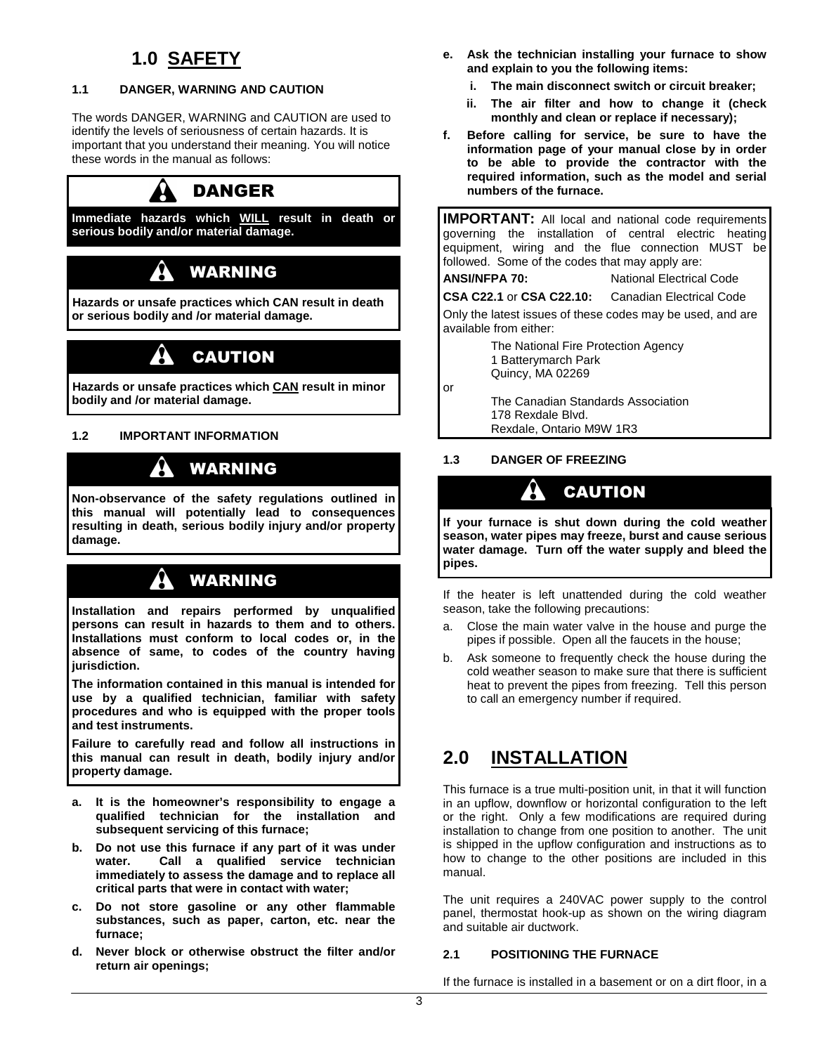# 1.0 SAFETY

## 1.1 DANGER, WARNING AND CAUTION

The words DANGER, WARNING and CAUTION are used to identify the levels of seriousness of certain hazards. It is important that you understand their meaning. You will notice these words in the manual as follows:

> **DANGER**
>
> **Immediate hazards which WILL result in death or serious bodily and/or material damage.**

> **WARNING**
>
> **Hazards or unsafe practices which CAN result in death or serious bodily and /or material damage.**

> **CAUTION**
>
> **Hazards or unsafe practices which CAN result in minor bodily and /or material damage.**

## 1.2 IMPORTANT INFORMATION

> **WARNING**
>
> **Non-observance of the safety regulations outlined in this manual will potentially lead to consequences resulting in death, serious bodily injury and/or property damage.**

> **WARNING**
>
> **Installation and repairs performed by unqualified persons can result in hazards to them and to others. Installations must conform to local codes or, in the absence of same, to codes of the country having jurisdiction.**
>
> **The information contained in this manual is intended for use by a qualified technician, familiar with safety procedures and who is equipped with the proper tools and test instruments.**
>
> **Failure to carefully read and follow all instructions in this manual can result in death, bodily injury and/or property damage.**

**a. It is the homeowner's responsibility to engage a qualified technician for the installation and subsequent servicing of this furnace;**

**b. Do not use this furnace if any part of it was under water. Call a qualified service technician immediately to assess the damage and to replace all critical parts that were in contact with water;**

**c. Do not store gasoline or any other flammable substances, such as paper, carton, etc. near the furnace;**

**d. Never block or otherwise obstruct the filter and/or return air openings;**

**e. Ask the technician installing your furnace to show and explain to you the following items:**

   **i. The main disconnect switch or circuit breaker;**

   **ii. The air filter and how to change it (check monthly and clean or replace if necessary);**

**f. Before calling for service, be sure to have the information page of your manual close by in order to be able to provide the contractor with the required information, such as the model and serial numbers of the furnace.**

> **IMPORTANT:** All local and national code requirements governing the installation of central electric heating equipment, wiring and the flue connection MUST be followed. Some of the codes that may apply are:
>
> **ANSI/NFPA 70:** National Electrical Code
>
> **CSA C22.1** or **CSA C22.10:** Canadian Electrical Code
>
> Only the latest issues of these codes may be used, and are available from either:
>
> The National Fire Protection Agency
> 1 Batterymarch Park
> Quincy, MA 02269
>
> or
>
> The Canadian Standards Association
> 178 Rexdale Blvd.
> Rexdale, Ontario M9W 1R3

## 1.3 DANGER OF FREEZING

> **CAUTION**
>
> **If your furnace is shut down during the cold weather season, water pipes may freeze, burst and cause serious water damage. Turn off the water supply and bleed the pipes.**

If the heater is left unattended during the cold weather season, take the following precautions:

a. Close the main water valve in the house and purge the pipes if possible. Open all the faucets in the house;

b. Ask someone to frequently check the house during the cold weather season to make sure that there is sufficient heat to prevent the pipes from freezing. Tell this person to call an emergency number if required.

# 2.0 INSTALLATION

This furnace is a true multi-position unit, in that it will function in an upflow, downflow or horizontal configuration to the left or the right. Only a few modifications are required during installation to change from one position to another. The unit is shipped in the upflow configuration and instructions as to how to change to the other positions are included in this manual.

The unit requires a 240VAC power supply to the control panel, thermostat hook-up as shown on the wiring diagram and suitable air ductwork.

## 2.1 POSITIONING THE FURNACE

If the furnace is installed in a basement or on a dirt floor, in a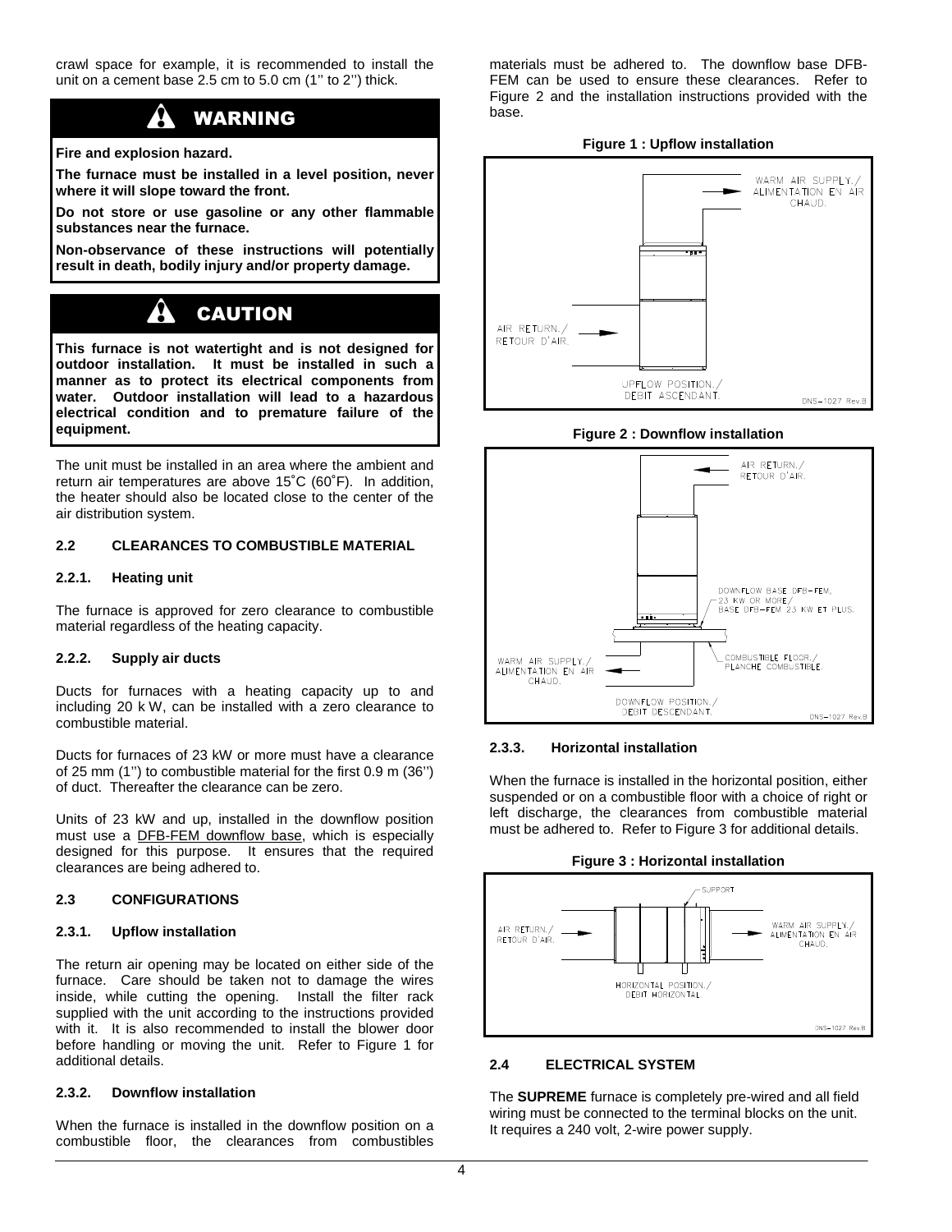crawl space for example, it is recommended to install the unit on a cement base 2.5 cm to 5.0 cm (1'' to 2'') thick.

**WARNING**

**Fire and explosion hazard.**

**The furnace must be installed in a level position, never where it will slope toward the front.**

**Do not store or use gasoline or any other flammable substances near the furnace.**

**Non-observance of these instructions will potentially result in death, bodily injury and/or property damage.**

**CAUTION**

**This furnace is not watertight and is not designed for outdoor installation. It must be installed in such a manner as to protect its electrical components from water. Outdoor installation will lead to a hazardous electrical condition and to premature failure of the equipment.**

The unit must be installed in an area where the ambient and return air temperatures are above 15˚C (60˚F). In addition, the heater should also be located close to the center of the air distribution system.

### 2.2 CLEARANCES TO COMBUSTIBLE MATERIAL

#### 2.2.1. Heating unit

The furnace is approved for zero clearance to combustible material regardless of the heating capacity.

#### 2.2.2. Supply air ducts

Ducts for furnaces with a heating capacity up to and including 20 k W, can be installed with a zero clearance to combustible material.

Ducts for furnaces of 23 kW or more must have a clearance of 25 mm (1'') to combustible material for the first 0.9 m (36'') of duct. Thereafter the clearance can be zero.

Units of 23 kW and up, installed in the downflow position must use a DFB-FEM downflow base, which is especially designed for this purpose. It ensures that the required clearances are being adhered to.

### 2.3 CONFIGURATIONS

#### 2.3.1. Upflow installation

The return air opening may be located on either side of the furnace. Care should be taken not to damage the wires inside, while cutting the opening. Install the filter rack supplied with the unit according to the instructions provided with it. It is also recommended to install the blower door before handling or moving the unit. Refer to Figure 1 for additional details.

#### 2.3.2. Downflow installation

When the furnace is installed in the downflow position on a combustible floor, the clearances from combustibles materials must be adhered to. The downflow base DFB-FEM can be used to ensure these clearances. Refer to Figure 2 and the installation instructions provided with the base.

**Figure 1 : Upflow installation**

WARM AIR SUPPLY./
ALIMENTATION EN AIR CHAUD.

AIR RETURN./
RETOUR D'AIR.

UPFLOW POSITION./
DEBIT ASCENDANT.

DNS-1027 Rev.B

**Figure 2 : Downflow installation**

AIR RETURN./
RETOUR D'AIR.

DOWNFLOW BASE DFB-FEM,
23 KW OR MORE/
BASE DFB-FEM 23 KW ET PLUS.

WARM AIR SUPPLY./
ALIMENTATION EN AIR CHAUD.

COMBUSTIBLE FLOOR./
PLANCHE COMBUSTIBLE.

DOWNFLOW POSITION./
DEBIT DESCENDANT.

DNS-1027 Rev.B

#### 2.3.3. Horizontal installation

When the furnace is installed in the horizontal position, either suspended or on a combustible floor with a choice of right or left discharge, the clearances from combustible material must be adhered to. Refer to Figure 3 for additional details.

**Figure 3 : Horizontal installation**

SUPPORT

AIR RETURN./
RETOUR D'AIR.

WARM AIR SUPPLY./
ALIMENTATION EN AIR CHAUD.

HORIZONTAL POSITION./
DEBIT HORIZONTAL.

DNS-1027 Rev.B

### 2.4 ELECTRICAL SYSTEM

The **SUPREME** furnace is completely pre-wired and all field wiring must be connected to the terminal blocks on the unit. It requires a 240 volt, 2-wire power supply.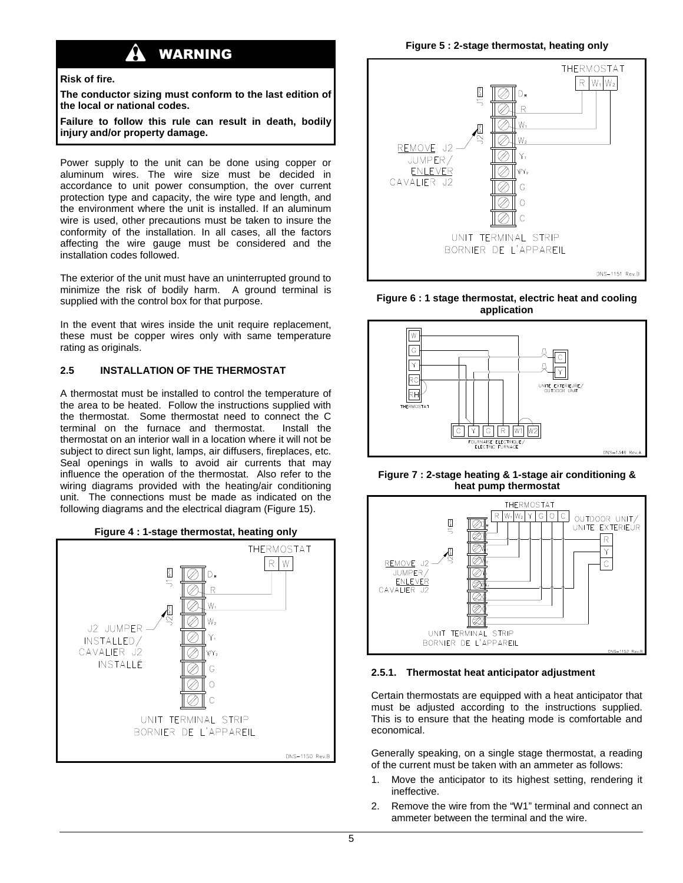## ⚠ WARNING

**Risk of fire.**

**The conductor sizing must conform to the last edition of the local or national codes.**

**Failure to follow this rule can result in death, bodily injury and/or property damage.**

Power supply to the unit can be done using copper or aluminum wires. The wire size must be decided in accordance to unit power consumption, the over current protection type and capacity, the wire type and length, and the environment where the unit is installed. If an aluminum wire is used, other precautions must be taken to insure the conformity of the installation. In all cases, all the factors affecting the wire gauge must be considered and the installation codes followed.

The exterior of the unit must have an uninterrupted ground to minimize the risk of bodily harm. A ground terminal is supplied with the control box for that purpose.

In the event that wires inside the unit require replacement, these must be copper wires only with same temperature rating as originals.

### 2.5 INSTALLATION OF THE THERMOSTAT

A thermostat must be installed to control the temperature of the area to be heated. Follow the instructions supplied with the thermostat. Some thermostat need to connect the C terminal on the furnace and thermostat. Install the thermostat on an interior wall in a location where it will not be subject to direct sun light, lamps, air diffusers, fireplaces, etc. Seal openings in walls to avoid air currents that may influence the operation of the thermostat. Also refer to the wiring diagrams provided with the heating/air conditioning unit. The connections must be made as indicated on the following diagrams and the electrical diagram (Figure 15).

**Figure 4 : 1-stage thermostat, heating only**

THERMOSTAT
R W
J1
J2
DH
R
W1
W2
Y1
Y/Y2
G
O
C
J2 JUMPER INSTALLED/ CAVALIER J2 INSTALLÉ
UNIT TERMINAL STRIP
BORNIER DE L'APPAREIL
DNS-1150 Rev.B

**Figure 5 : 2-stage thermostat, heating only**

THERMOSTAT
R W1 W2
J1
J2
DH
R
W1
W2
Y1
Y/Y2
G
O
C
REMOVE J2 JUMPER/ ENLEVER CAVALIER J2
UNIT TERMINAL STRIP
BORNIER DE L'APPAREIL
DNS-1151 Rev.B

**Figure 6 : 1 stage thermostat, electric heat and cooling application**

W
G
Y
RC
RH
THERMOSTAT
C
Y
UNITÉ EXTERIEURE/ OUTDOOR UNIT
C Y G R W1 W2
FOURNAISE ELECTRIQUE/ ELECTRIC FURNACE
DNS-1346 Rev.A

**Figure 7 : 2-stage heating & 1-stage air conditioning & heat pump thermostat**

THERMOSTAT
R W1 W2 Y G O C
OUTDOOR UNIT/ UNITE EXTERIEUR
R
Y
C
J1
J2
REMOVE J2 JUMPER/ ENLEVER CAVALIER J2
UNIT TERMINAL STRIP
BORNIER DE L'APPAREIL
DNS-1152 Rev.B

#### 2.5.1. Thermostat heat anticipator adjustment

Certain thermostats are equipped with a heat anticipator that must be adjusted according to the instructions supplied. This is to ensure that the heating mode is comfortable and economical.

Generally speaking, on a single stage thermostat, a reading of the current must be taken with an ammeter as follows:

1. Move the anticipator to its highest setting, rendering it ineffective.
2. Remove the wire from the "W1" terminal and connect an ammeter between the terminal and the wire.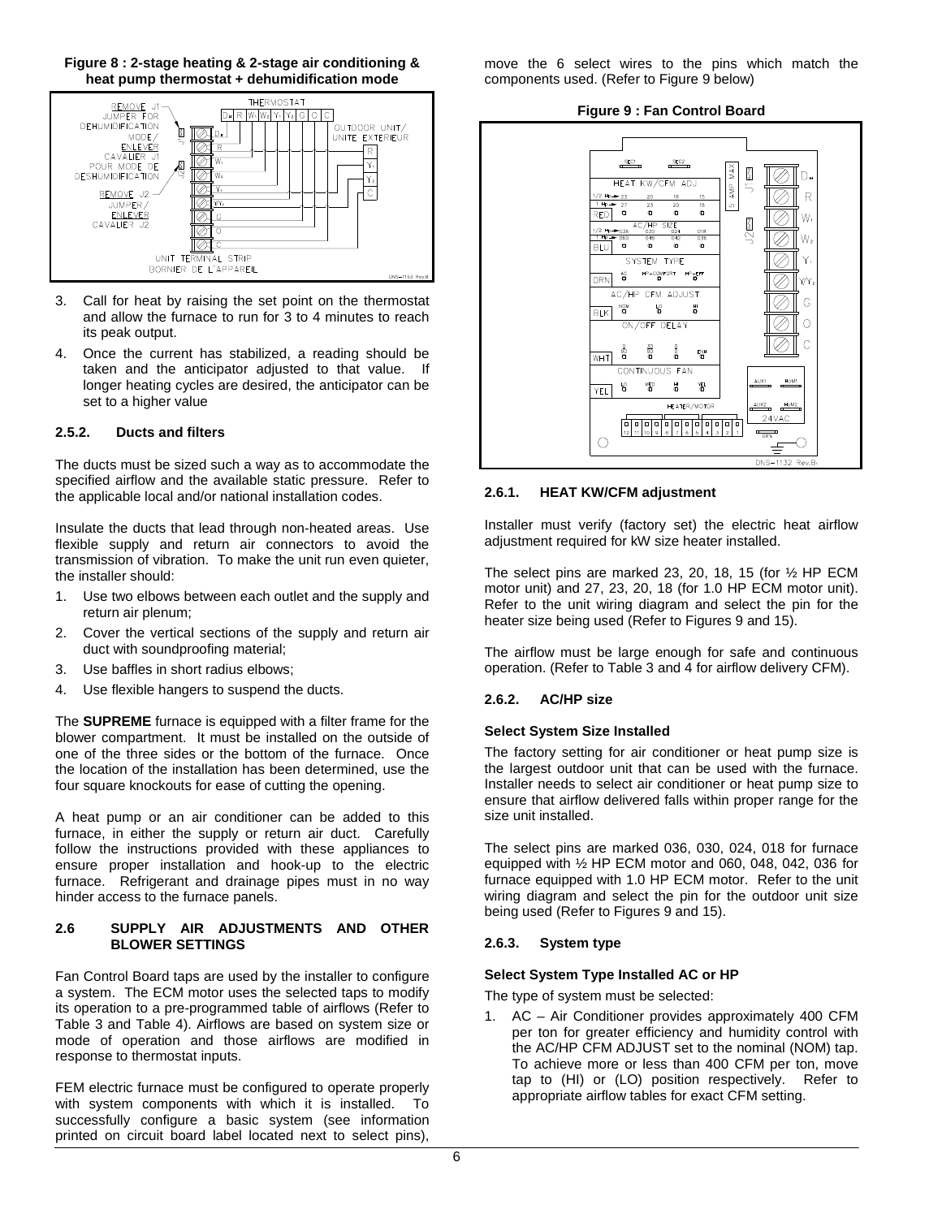**Figure 8 : 2-stage heating & 2-stage air conditioning & heat pump thermostat + dehumidification mode**

REMOVE J1 JUMPER FOR DEHUMIDIFICATION MODE/ ENLEVER CAVALIER J1 POUR MODE DE DESHUMIDIFICATION

REMOVE J2 JUMPER/ ENLEVER CAVALIER J2

THERMOSTAT

DH R W1 W2 Y1 Y2 G O C

OUTDOOR UNIT/ UNITE EXTERIEUR

R Y1 Y2 C

UNIT TERMINAL STRIP BORNIER DE L'APPAREIL

DNS-1153 Rev.B

3. Call for heat by raising the set point on the thermostat and allow the furnace to run for 3 to 4 minutes to reach its peak output.
4. Once the current has stabilized, a reading should be taken and the anticipator adjusted to that value. If longer heating cycles are desired, the anticipator can be set to a higher value

### 2.5.2. Ducts and filters

The ducts must be sized such a way as to accommodate the specified airflow and the available static pressure. Refer to the applicable local and/or national installation codes.

Insulate the ducts that lead through non-heated areas. Use flexible supply and return air connectors to avoid the transmission of vibration. To make the unit run even quieter, the installer should:

1. Use two elbows between each outlet and the supply and return air plenum;
2. Cover the vertical sections of the supply and return air duct with soundproofing material;
3. Use baffles in short radius elbows;
4. Use flexible hangers to suspend the ducts.

The **SUPREME** furnace is equipped with a filter frame for the blower compartment. It must be installed on the outside of one of the three sides or the bottom of the furnace. Once the location of the installation has been determined, use the four square knockouts for ease of cutting the opening.

A heat pump or an air conditioner can be added to this furnace, in either the supply or return air duct. Carefully follow the instructions provided with these appliances to ensure proper installation and hook-up to the electric furnace. Refrigerant and drainage pipes must in no way hinder access to the furnace panels.

## 2.6 SUPPLY AIR ADJUSTMENTS AND OTHER BLOWER SETTINGS

Fan Control Board taps are used by the installer to configure a system. The ECM motor uses the selected taps to modify its operation to a pre-programmed table of airflows (Refer to Table 3 and Table 4). Airflows are based on system size or mode of operation and those airflows are modified in response to thermostat inputs.

FEM electric furnace must be configured to operate properly with system components with which it is installed. To successfully configure a basic system (see information printed on circuit board label located next to select pins), move the 6 select wires to the pins which match the components used. (Refer to Figure 9 below)

**Figure 9 : Fan Control Board**

SEQ1 SEQ2

HEAT KW/CFM ADJ
1/2 HP 23 20 18 15
1 HP 27 23 20 18
RED

AC/HP SIZE
1/2 HP 036 030 024 018
1 HP 060 048 042 036
BLU

SYSTEM TYPE
AC HP-COMFORT HP-EFF
ORN

AC/HP CFM ADJUST
NOM LO HI
BLK

ON/OFF DELAY
WHT

CONTINUOUS FAN
LO MED HI YEL
YEL

5 AMP MAX
J1 J2

DH R W1 W2 Y1 Y/Y2 G O C

AUX1 HUM1 AUX2 HUM2 24VAC

HEATER/MOTOR
12 11 10 9 8 7 6 5 4 3 2 1

GRY

DNS-1132 Rev.B

### 2.6.1. HEAT KW/CFM adjustment

Installer must verify (factory set) the electric heat airflow adjustment required for kW size heater installed.

The select pins are marked 23, 20, 18, 15 (for ½ HP ECM motor unit) and 27, 23, 20, 18 (for 1.0 HP ECM motor unit). Refer to the unit wiring diagram and select the pin for the heater size being used (Refer to Figures 9 and 15).

The airflow must be large enough for safe and continuous operation. (Refer to Table 3 and 4 for airflow delivery CFM).

### 2.6.2. AC/HP size

**Select System Size Installed**

The factory setting for air conditioner or heat pump size is the largest outdoor unit that can be used with the furnace. Installer needs to select air conditioner or heat pump size to ensure that airflow delivered falls within proper range for the size unit installed.

The select pins are marked 036, 030, 024, 018 for furnace equipped with ½ HP ECM motor and 060, 048, 042, 036 for furnace equipped with 1.0 HP ECM motor. Refer to the unit wiring diagram and select the pin for the outdoor unit size being used (Refer to Figures 9 and 15).

### 2.6.3. System type

**Select System Type Installed AC or HP**

The type of system must be selected:

1. AC – Air Conditioner provides approximately 400 CFM per ton for greater efficiency and humidity control with the AC/HP CFM ADJUST set to the nominal (NOM) tap. To achieve more or less than 400 CFM per ton, move tap to (HI) or (LO) position respectively. Refer to appropriate airflow tables for exact CFM setting.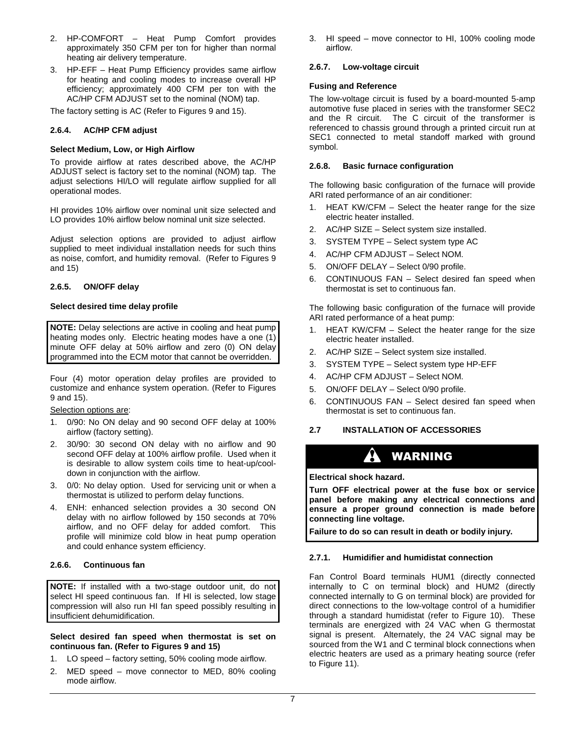2. HP-COMFORT – Heat Pump Comfort provides approximately 350 CFM per ton for higher than normal heating air delivery temperature.
3. HP-EFF – Heat Pump Efficiency provides same airflow for heating and cooling modes to increase overall HP efficiency; approximately 400 CFM per ton with the AC/HP CFM ADJUST set to the nominal (NOM) tap.

The factory setting is AC (Refer to Figures 9 and 15).

### 2.6.4. AC/HP CFM adjust

**Select Medium, Low, or High Airflow**

To provide airflow at rates described above, the AC/HP ADJUST select is factory set to the nominal (NOM) tap. The adjust selections HI/LO will regulate airflow supplied for all operational modes.

HI provides 10% airflow over nominal unit size selected and LO provides 10% airflow below nominal unit size selected.

Adjust selection options are provided to adjust airflow supplied to meet individual installation needs for such thins as noise, comfort, and humidity removal. (Refer to Figures 9 and 15)

### 2.6.5. ON/OFF delay

**Select desired time delay profile**

**NOTE:** Delay selections are active in cooling and heat pump heating modes only. Electric heating modes have a one (1) minute OFF delay at 50% airflow and zero (0) ON delay programmed into the ECM motor that cannot be overridden.

Four (4) motor operation delay profiles are provided to customize and enhance system operation. (Refer to Figures 9 and 15).

Selection options are:

1. 0/90: No ON delay and 90 second OFF delay at 100% airflow (factory setting).
2. 30/90: 30 second ON delay with no airflow and 90 second OFF delay at 100% airflow profile. Used when it is desirable to allow system coils time to heat-up/cool-down in conjunction with the airflow.
3. 0/0: No delay option. Used for servicing unit or when a thermostat is utilized to perform delay functions.
4. ENH: enhanced selection provides a 30 second ON delay with no airflow followed by 150 seconds at 70% airflow, and no OFF delay for added comfort. This profile will minimize cold blow in heat pump operation and could enhance system efficiency.

### 2.6.6. Continuous fan

**NOTE:** If installed with a two-stage outdoor unit, do not select HI speed continuous fan. If HI is selected, low stage compression will also run HI fan speed possibly resulting in insufficient dehumidification.

**Select desired fan speed when thermostat is set on continuous fan. (Refer to Figures 9 and 15)**

1. LO speed – factory setting, 50% cooling mode airflow.
2. MED speed – move connector to MED, 80% cooling mode airflow.
3. HI speed – move connector to HI, 100% cooling mode airflow.

### 2.6.7. Low-voltage circuit

**Fusing and Reference**

The low-voltage circuit is fused by a board-mounted 5-amp automotive fuse placed in series with the transformer SEC2 and the R circuit. The C circuit of the transformer is referenced to chassis ground through a printed circuit run at SEC1 connected to metal standoff marked with ground symbol.

### 2.6.8. Basic furnace configuration

The following basic configuration of the furnace will provide ARI rated performance of an air conditioner:

1. HEAT KW/CFM – Select the heater range for the size electric heater installed.
2. AC/HP SIZE – Select system size installed.
3. SYSTEM TYPE – Select system type AC
4. AC/HP CFM ADJUST – Select NOM.
5. ON/OFF DELAY – Select 0/90 profile.
6. CONTINUOUS FAN – Select desired fan speed when thermostat is set to continuous fan.

The following basic configuration of the furnace will provide ARI rated performance of a heat pump:

1. HEAT KW/CFM – Select the heater range for the size electric heater installed.
2. AC/HP SIZE – Select system size installed.
3. SYSTEM TYPE – Select system type HP-EFF
4. AC/HP CFM ADJUST – Select NOM.
5. ON/OFF DELAY – Select 0/90 profile.
6. CONTINUOUS FAN – Select desired fan speed when thermostat is set to continuous fan.

## 2.7 INSTALLATION OF ACCESSORIES

**WARNING**

**Electrical shock hazard.**

**Turn OFF electrical power at the fuse box or service panel before making any electrical connections and ensure a proper ground connection is made before connecting line voltage.**

**Failure to do so can result in death or bodily injury.**

### 2.7.1. Humidifier and humidistat connection

Fan Control Board terminals HUM1 (directly connected internally to C on terminal block) and HUM2 (directly connected internally to G on terminal block) are provided for direct connections to the low-voltage control of a humidifier through a standard humidistat (refer to Figure 10). These terminals are energized with 24 VAC when G thermostat signal is present. Alternately, the 24 VAC signal may be sourced from the W1 and C terminal block connections when electric heaters are used as a primary heating source (refer to Figure 11).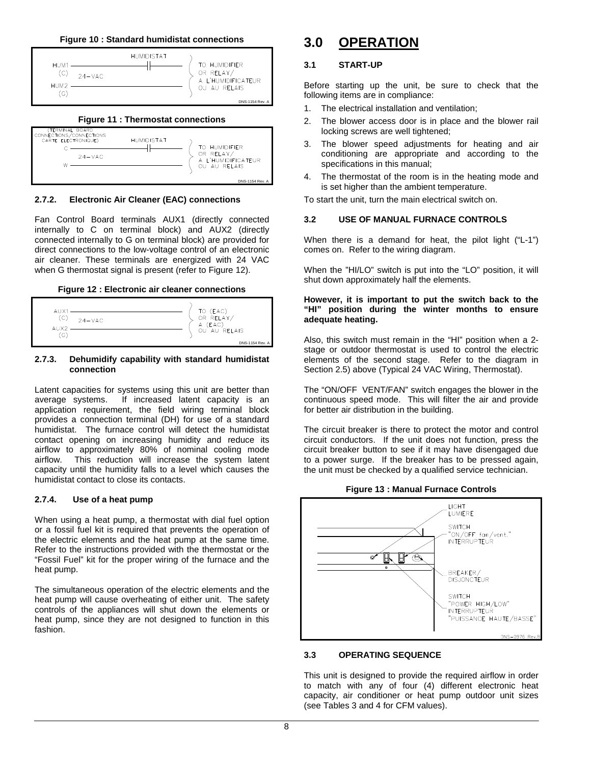**Figure 10 : Standard humidistat connections**

HUMIDISTAT
HUM1
(C)
24-VAC
HUM2
(G)
TO HUMIDIFIER OR RELAY/ A L'HUMIDIFICATEUR OU AU RELAIS
DNS-1154 Rev. A

**Figure 11 : Thermostat connections**

(TERMINAL BOARD CONNECTIONS/CONNECTIONS CARTE ELECTRONIQUE)
HUMIDISTAT
C
24-VAC
W
TO HUMIDIFIER OR RELAY/ A L'HUMIDIFICATEUR OU AU RELAIS
DNS-1154 Rev. A

#### 2.7.2. Electronic Air Cleaner (EAC) connections

Fan Control Board terminals AUX1 (directly connected internally to C on terminal block) and AUX2 (directly connected internally to G on terminal block) are provided for direct connections to the low-voltage control of an electronic air cleaner. These terminals are energized with 24 VAC when G thermostat signal is present (refer to Figure 12).

**Figure 12 : Electronic air cleaner connections**

AUX1
(C)
24-VAC
AUX2
(G)
TO (EAC) OR RELAY/ A (EAC) OU AU RELAIS
DNS-1154 Rev. A

#### 2.7.3. Dehumidify capability with standard humidistat connection

Latent capacities for systems using this unit are better than average systems. If increased latent capacity is an application requirement, the field wiring terminal block provides a connection terminal (DH) for use of a standard humidistat. The furnace control will detect the humidistat contact opening on increasing humidity and reduce its airflow to approximately 80% of nominal cooling mode airflow. This reduction will increase the system latent capacity until the humidity falls to a level which causes the humidistat contact to close its contacts.

#### 2.7.4. Use of a heat pump

When using a heat pump, a thermostat with dial fuel option or a fossil fuel kit is required that prevents the operation of the electric elements and the heat pump at the same time. Refer to the instructions provided with the thermostat or the "Fossil Fuel" kit for the proper wiring of the furnace and the heat pump.

The simultaneous operation of the electric elements and the heat pump will cause overheating of either unit. The safety controls of the appliances will shut down the elements or heat pump, since they are not designed to function in this fashion.

# 3.0 OPERATION

### 3.1 START-UP

Before starting up the unit, be sure to check that the following items are in compliance:

1. The electrical installation and ventilation;
2. The blower access door is in place and the blower rail locking screws are well tightened;
3. The blower speed adjustments for heating and air conditioning are appropriate and according to the specifications in this manual;
4. The thermostat of the room is in the heating mode and is set higher than the ambient temperature.

To start the unit, turn the main electrical switch on.

### 3.2 USE OF MANUAL FURNACE CONTROLS

When there is a demand for heat, the pilot light ("L-1") comes on. Refer to the wiring diagram.

When the "HI/LO" switch is put into the "LO" position, it will shut down approximately half the elements.

**However, it is important to put the switch back to the "HI" position during the winter months to ensure adequate heating.**

Also, this switch must remain in the "HI" position when a 2-stage or outdoor thermostat is used to control the electric elements of the second stage. Refer to the diagram in Section 2.5) above (Typical 24 VAC Wiring, Thermostat).

The "ON/OFF VENT/FAN" switch engages the blower in the continuous speed mode. This will filter the air and provide for better air distribution in the building.

The circuit breaker is there to protect the motor and control circuit conductors. If the unit does not function, press the circuit breaker button to see if it may have disengaged due to a power surge. If the breaker has to be pressed again, the unit must be checked by a qualified service technician.

**Figure 13 : Manual Furnace Controls**

LIGHT
LUMIERE
SWITCH
"ON/OFF fan/vent."
INTERRUPTEUR
BREAKER/
DISJONCTEUR
SWITCH
"POWER HIGH/LOW"
INTERRUPTEUR
"PUISSANCE HAUTE/BASSE"
DNS-0976 Rev.B

### 3.3 OPERATING SEQUENCE

This unit is designed to provide the required airflow in order to match with any of four (4) different electronic heat capacity, air conditioner or heat pump outdoor unit sizes (see Tables 3 and 4 for CFM values).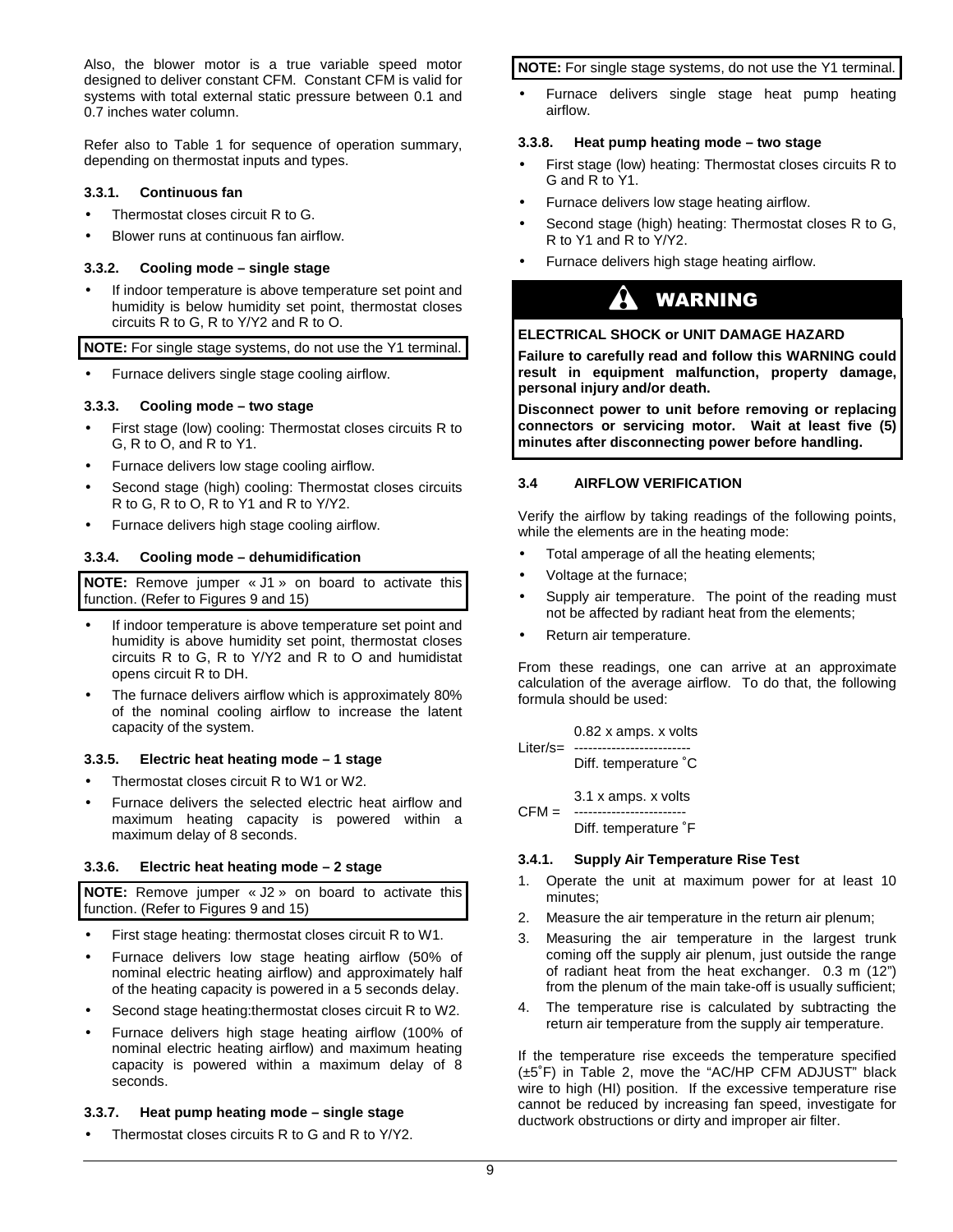Also, the blower motor is a true variable speed motor designed to deliver constant CFM. Constant CFM is valid for systems with total external static pressure between 0.1 and 0.7 inches water column.

Refer also to Table 1 for sequence of operation summary, depending on thermostat inputs and types.

#### 3.3.1. Continuous fan

- Thermostat closes circuit R to G.
- Blower runs at continuous fan airflow.

#### 3.3.2. Cooling mode – single stage

- If indoor temperature is above temperature set point and humidity is below humidity set point, thermostat closes circuits R to G, R to Y/Y2 and R to O.

**NOTE:** For single stage systems, do not use the Y1 terminal.

- Furnace delivers single stage cooling airflow.

#### 3.3.3. Cooling mode – two stage

- First stage (low) cooling: Thermostat closes circuits R to G, R to O, and R to Y1.
- Furnace delivers low stage cooling airflow.
- Second stage (high) cooling: Thermostat closes circuits R to G, R to O, R to Y1 and R to Y/Y2.
- Furnace delivers high stage cooling airflow.

#### 3.3.4. Cooling mode – dehumidification

**NOTE:** Remove jumper « J1 » on board to activate this function. (Refer to Figures 9 and 15)

- If indoor temperature is above temperature set point and humidity is above humidity set point, thermostat closes circuits R to G, R to Y/Y2 and R to O and humidistat opens circuit R to DH.
- The furnace delivers airflow which is approximately 80% of the nominal cooling airflow to increase the latent capacity of the system.

#### 3.3.5. Electric heat heating mode – 1 stage

- Thermostat closes circuit R to W1 or W2.
- Furnace delivers the selected electric heat airflow and maximum heating capacity is powered within a maximum delay of 8 seconds.

#### 3.3.6. Electric heat heating mode – 2 stage

**NOTE:** Remove jumper « J2 » on board to activate this function. (Refer to Figures 9 and 15)

- First stage heating: thermostat closes circuit R to W1.
- Furnace delivers low stage heating airflow (50% of nominal electric heating airflow) and approximately half of the heating capacity is powered in a 5 seconds delay.
- Second stage heating:thermostat closes circuit R to W2.
- Furnace delivers high stage heating airflow (100% of nominal electric heating airflow) and maximum heating capacity is powered within a maximum delay of 8 seconds.

#### 3.3.7. Heat pump heating mode – single stage

- Thermostat closes circuits R to G and R to Y/Y2.

**NOTE:** For single stage systems, do not use the Y1 terminal.

- Furnace delivers single stage heat pump heating airflow.

#### 3.3.8. Heat pump heating mode – two stage

- First stage (low) heating: Thermostat closes circuits R to G and R to Y1.
- Furnace delivers low stage heating airflow.
- Second stage (high) heating: Thermostat closes R to G, R to Y1 and R to Y/Y2.
- Furnace delivers high stage heating airflow.

**WARNING**

**ELECTRICAL SHOCK or UNIT DAMAGE HAZARD**

**Failure to carefully read and follow this WARNING could result in equipment malfunction, property damage, personal injury and/or death.**

**Disconnect power to unit before removing or replacing connectors or servicing motor. Wait at least five (5) minutes after disconnecting power before handling.**

### 3.4 AIRFLOW VERIFICATION

Verify the airflow by taking readings of the following points, while the elements are in the heating mode:

- Total amperage of all the heating elements;
- Voltage at the furnace;
- Supply air temperature. The point of the reading must not be affected by radiant heat from the elements;
- Return air temperature.

From these readings, one can arrive at an approximate calculation of the average airflow. To do that, the following formula should be used:

$$\text{Liter/s} = \frac{0.82 \times \text{amps.} \times \text{volts}}{\text{Diff. temperature } ^\circ\text{C}}$$

$$\text{CFM} = \frac{3.1 \times \text{amps.} \times \text{volts}}{\text{Diff. temperature } ^\circ\text{F}}$$

#### 3.4.1. Supply Air Temperature Rise Test

1. Operate the unit at maximum power for at least 10 minutes;
2. Measure the air temperature in the return air plenum;
3. Measuring the air temperature in the largest trunk coming off the supply air plenum, just outside the range of radiant heat from the heat exchanger. 0.3 m (12") from the plenum of the main take-off is usually sufficient;
4. The temperature rise is calculated by subtracting the return air temperature from the supply air temperature.

If the temperature rise exceeds the temperature specified (±5˚F) in Table 2, move the "AC/HP CFM ADJUST" black wire to high (HI) position. If the excessive temperature rise cannot be reduced by increasing fan speed, investigate for ductwork obstructions or dirty and improper air filter.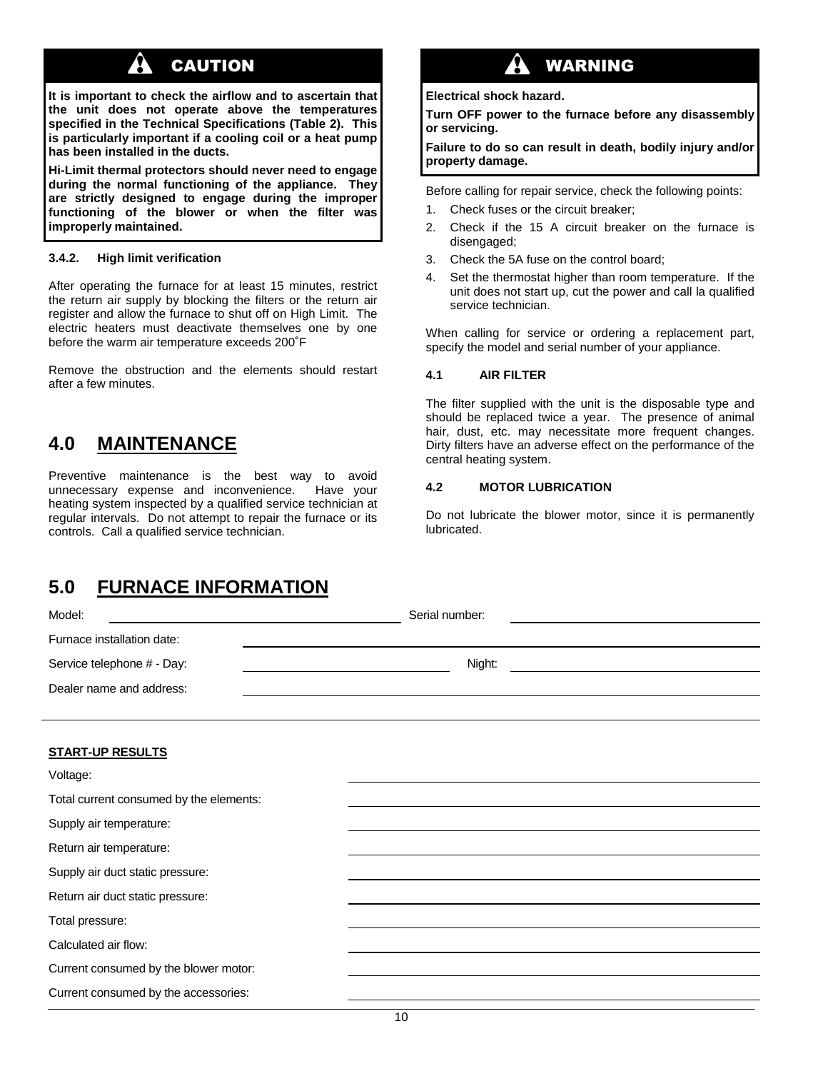**⚠ CAUTION**

**It is important to check the airflow and to ascertain that the unit does not operate above the temperatures specified in the Technical Specifications (Table 2). This is particularly important if a cooling coil or a heat pump has been installed in the ducts.**

**Hi-Limit thermal protectors should never need to engage during the normal functioning of the appliance. They are strictly designed to engage during the improper functioning of the blower or when the filter was improperly maintained.**

#### 3.4.2. High limit verification

After operating the furnace for at least 15 minutes, restrict the return air supply by blocking the filters or the return air register and allow the furnace to shut off on High Limit. The electric heaters must deactivate themselves one by one before the warm air temperature exceeds 200˚F

Remove the obstruction and the elements should restart after a few minutes.

## 4.0 MAINTENANCE

Preventive maintenance is the best way to avoid unnecessary expense and inconvenience. Have your heating system inspected by a qualified service technician at regular intervals. Do not attempt to repair the furnace or its controls. Call a qualified service technician.

**⚠ WARNING**

**Electrical shock hazard.**

**Turn OFF power to the furnace before any disassembly or servicing.**

**Failure to do so can result in death, bodily injury and/or property damage.**

Before calling for repair service, check the following points:

1. Check fuses or the circuit breaker;
2. Check if the 15 A circuit breaker on the furnace is disengaged;
3. Check the 5A fuse on the control board;
4. Set the thermostat higher than room temperature. If the unit does not start up, cut the power and call la qualified service technician.

When calling for service or ordering a replacement part, specify the model and serial number of your appliance.

### 4.1 AIR FILTER

The filter supplied with the unit is the disposable type and should be replaced twice a year. The presence of animal hair, dust, etc. may necessitate more frequent changes. Dirty filters have an adverse effect on the performance of the central heating system.

### 4.2 MOTOR LUBRICATION

Do not lubricate the blower motor, since it is permanently lubricated.

## 5.0 FURNACE INFORMATION

Model: ______________________ Serial number: ______________________

Furnace installation date: ______________________

Service telephone # - Day: ______________________ Night: ______________________

Dealer name and address: ______________________

**START-UP RESULTS**

Voltage: ______________________

Total current consumed by the elements: ______________________

Supply air temperature: ______________________

Return air temperature: ______________________

Supply air duct static pressure: ______________________

Return air duct static pressure: ______________________

Total pressure: ______________________

Calculated air flow: ______________________

Current consumed by the blower motor: ______________________

Current consumed by the accessories: ______________________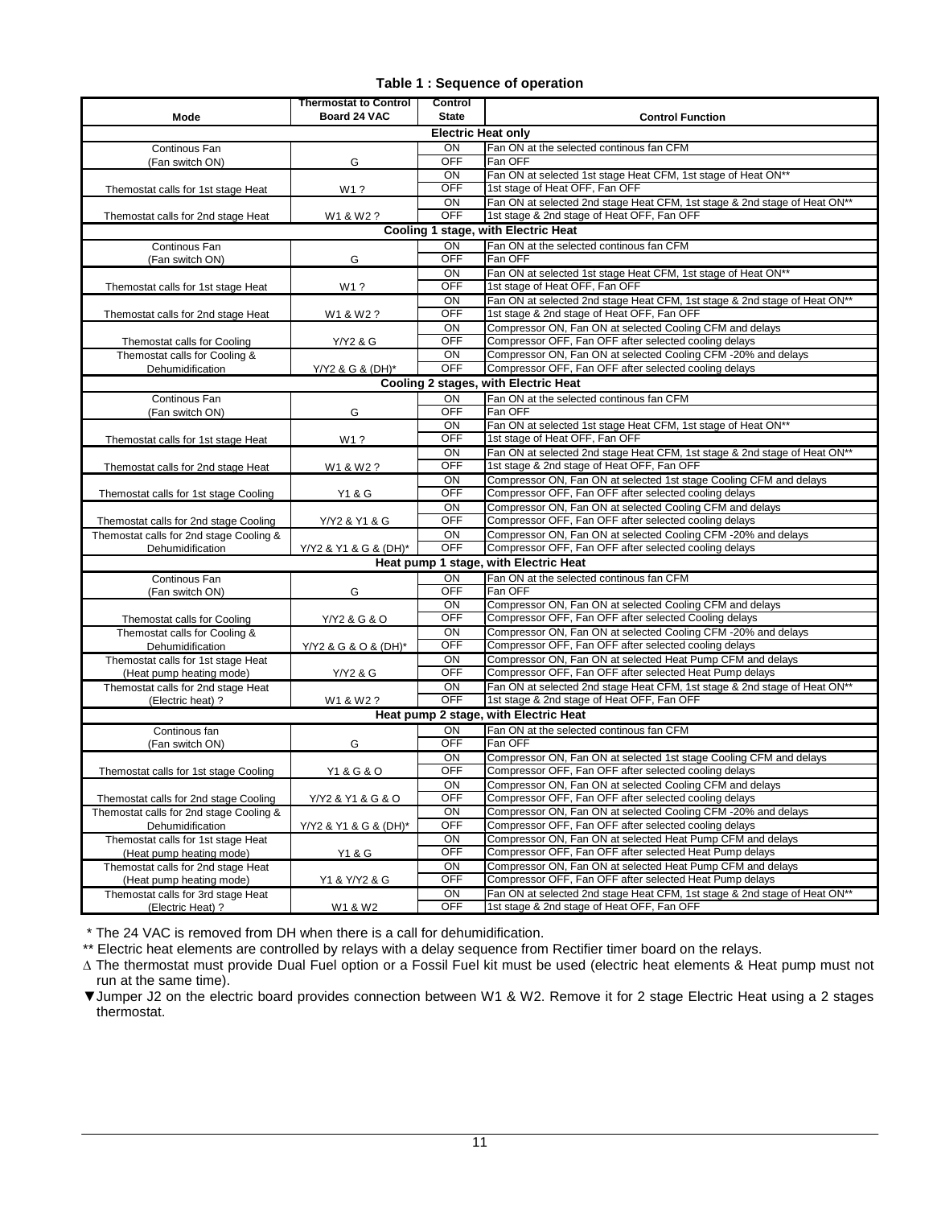**Table 1 : Sequence of operation**

| Mode | Thermostat to Control Board 24 VAC | Control State | Control Function |
|---|---|---|---|
| **Electric Heat only** | | | |
| Continous Fan (Fan switch ON) | G | ON | Fan ON at the selected continous fan CFM |
| | | OFF | Fan OFF |
| Themostat calls for 1st stage Heat | W1 ? | ON | Fan ON at selected 1st stage Heat CFM, 1st stage of Heat ON** |
| | | OFF | 1st stage of Heat OFF, Fan OFF |
| Themostat calls for 2nd stage Heat | W1 & W2 ? | ON | Fan ON at selected 2nd stage Heat CFM, 1st stage & 2nd stage of Heat ON** |
| | | OFF | 1st stage & 2nd stage of Heat OFF, Fan OFF |
| **Cooling 1 stage, with Electric Heat** | | | |
| Continous Fan (Fan switch ON) | G | ON | Fan ON at the selected continous fan CFM |
| | | OFF | Fan OFF |
| Themostat calls for 1st stage Heat | W1 ? | ON | Fan ON at selected 1st stage Heat CFM, 1st stage of Heat ON** |
| | | OFF | 1st stage of Heat OFF, Fan OFF |
| Themostat calls for 2nd stage Heat | W1 & W2 ? | ON | Fan ON at selected 2nd stage Heat CFM, 1st stage & 2nd stage of Heat ON** |
| | | OFF | 1st stage & 2nd stage of Heat OFF, Fan OFF |
| Themostat calls for Cooling | Y/Y2 & G | ON | Compressor ON, Fan ON at selected Cooling CFM and delays |
| | | OFF | Compressor OFF, Fan OFF after selected cooling delays |
| Themostat calls for Cooling & Dehumidification | Y/Y2 & G & (DH)* | ON | Compressor ON, Fan ON at selected Cooling CFM -20% and delays |
| | | OFF | Compressor OFF, Fan OFF after selected cooling delays |
| **Cooling 2 stages, with Electric Heat** | | | |
| Continous Fan (Fan switch ON) | G | ON | Fan ON at the selected continous fan CFM |
| | | OFF | Fan OFF |
| Themostat calls for 1st stage Heat | W1 ? | ON | Fan ON at selected 1st stage Heat CFM, 1st stage of Heat ON** |
| | | OFF | 1st stage of Heat OFF, Fan OFF |
| Themostat calls for 2nd stage Heat | W1 & W2 ? | ON | Fan ON at selected 2nd stage Heat CFM, 1st stage & 2nd stage of Heat ON** |
| | | OFF | 1st stage & 2nd stage of Heat OFF, Fan OFF |
| Themostat calls for 1st stage Cooling | Y1 & G | ON | Compressor ON, Fan ON at selected 1st stage Cooling CFM and delays |
| | | OFF | Compressor OFF, Fan OFF after selected cooling delays |
| Themostat calls for 2nd stage Cooling | Y/Y2 & Y1 & G | ON | Compressor ON, Fan ON at selected Cooling CFM and delays |
| | | OFF | Compressor OFF, Fan OFF after selected cooling delays |
| Themostat calls for 2nd stage Cooling & Dehumidification | Y/Y2 & Y1 & G & (DH)* | ON | Compressor ON, Fan ON at selected Cooling CFM -20% and delays |
| | | OFF | Compressor OFF, Fan OFF after selected cooling delays |
| **Heat pump 1 stage, with Electric Heat** | | | |
| Continous Fan (Fan switch ON) | G | ON | Fan ON at the selected continous fan CFM |
| | | OFF | Fan OFF |
| Themostat calls for Cooling | Y/Y2 & G & O | ON | Compressor ON, Fan ON at selected Cooling CFM and delays |
| | | OFF | Compressor OFF, Fan OFF after selected Cooling delays |
| Themostat calls for Cooling & Dehumidification | Y/Y2 & G & O & (DH)* | ON | Compressor ON, Fan ON at selected Cooling CFM -20% and delays |
| | | OFF | Compressor OFF, Fan OFF after selected cooling delays |
| Themostat calls for 1st stage Heat (Heat pump heating mode) | Y/Y2 & G | ON | Compressor ON, Fan ON at selected Heat Pump CFM and delays |
| | | OFF | Compressor OFF, Fan OFF after selected Heat Pump delays |
| Themostat calls for 2nd stage Heat (Electric heat) ? | W1 & W2 ? | ON | Fan ON at selected 2nd stage Heat CFM, 1st stage & 2nd stage of Heat ON** |
| | | OFF | 1st stage & 2nd stage of Heat OFF, Fan OFF |
| **Heat pump 2 stage, with Electric Heat** | | | |
| Continous fan (Fan switch ON) | G | ON | Fan ON at the selected continous fan CFM |
| | | OFF | Fan OFF |
| Themostat calls for 1st stage Cooling | Y1 & G & O | ON | Compressor ON, Fan ON at selected 1st stage Cooling CFM and delays |
| | | OFF | Compressor OFF, Fan OFF after selected cooling delays |
| Themostat calls for 2nd stage Cooling | Y/Y2 & Y1 & G & O | ON | Compressor ON, Fan ON at selected Cooling CFM and delays |
| | | OFF | Compressor OFF, Fan OFF after selected cooling delays |
| Themostat calls for 2nd stage Cooling & Dehumidification | Y/Y2 & Y1 & G & (DH)* | ON | Compressor ON, Fan ON at selected Cooling CFM -20% and delays |
| | | OFF | Compressor OFF, Fan OFF after selected cooling delays |
| Themostat calls for 1st stage Heat (Heat pump heating mode) | Y1 & G | ON | Compressor ON, Fan ON at selected Heat Pump CFM and delays |
| | | OFF | Compressor OFF, Fan OFF after selected Heat Pump delays |
| Themostat calls for 2nd stage Heat (Heat pump heating mode) | Y1 & Y/Y2 & G | ON | Compressor ON, Fan ON at selected Heat Pump CFM and delays |
| | | OFF | Compressor OFF, Fan OFF after selected Heat Pump delays |
| Themostat calls for 3rd stage Heat (Electric Heat) ? | W1 & W2 | ON | Fan ON at selected 2nd stage Heat CFM, 1st stage & 2nd stage of Heat ON** |
| | | OFF | 1st stage & 2nd stage of Heat OFF, Fan OFF |

\* The 24 VAC is removed from DH when there is a call for dehumidification.

** Electric heat elements are controlled by relays with a delay sequence from Rectifier timer board on the relays.

∆ The thermostat must provide Dual Fuel option or a Fossil Fuel kit must be used (electric heat elements & Heat pump must not run at the same time).

▼Jumper J2 on the electric board provides connection between W1 & W2. Remove it for 2 stage Electric Heat using a 2 stages thermostat.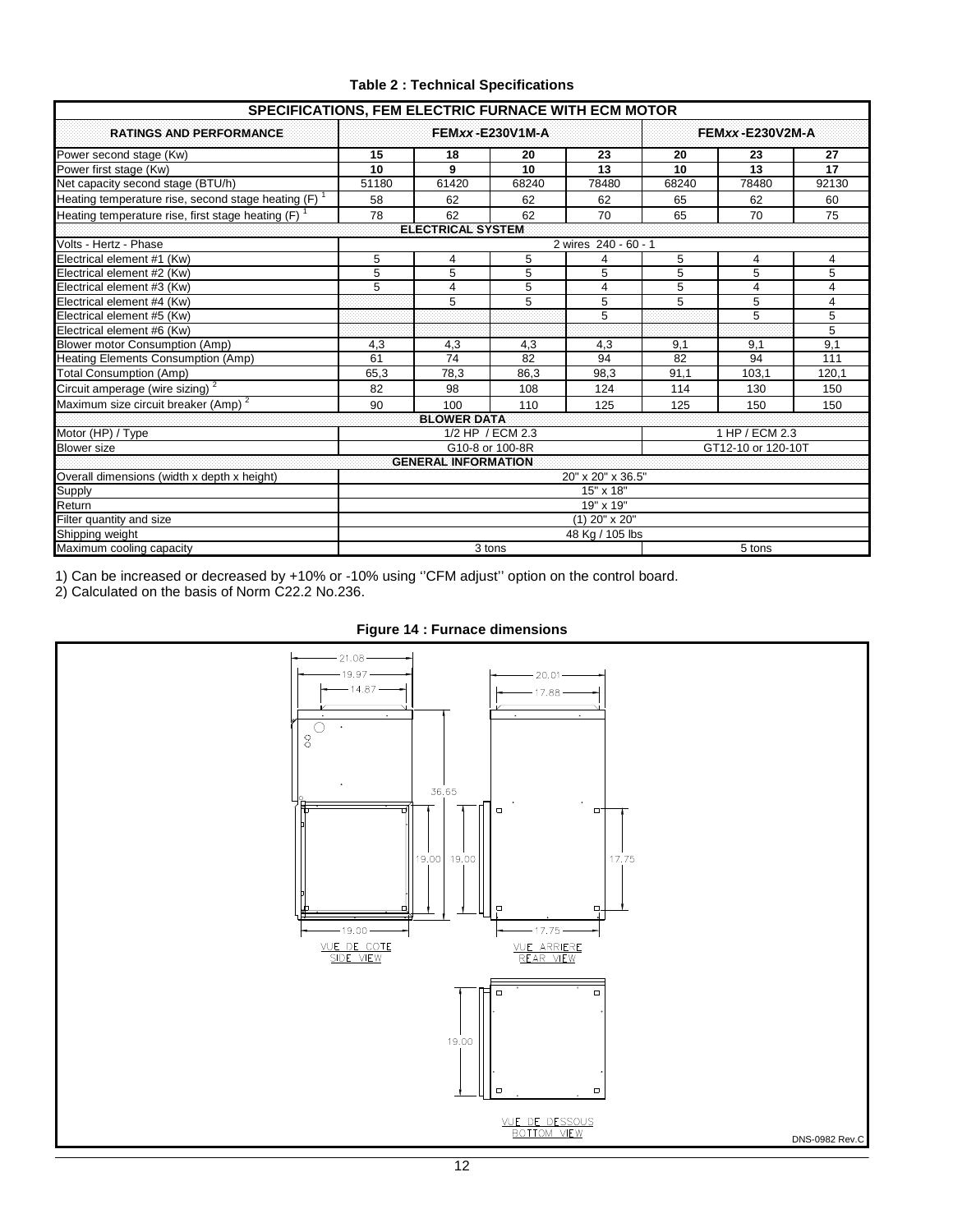**Table 2 : Technical Specifications**

| SPECIFICATIONS, FEM ELECTRIC FURNACE WITH ECM MOTOR | | | | | | | |
|---|---|---|---|---|---|---|---|
| **RATINGS AND PERFORMANCE** | **FEM*xx*-E230V1M-A** | | | | **FEM*xx*-E230V2M-A** | | |
| Power second stage (Kw) | **15** | **18** | **20** | **23** | **20** | **23** | **27** |
| Power first stage (Kw) | **10** | **9** | **10** | **13** | **10** | **13** | **17** |
| Net capacity second stage (BTU/h) | 51180 | 61420 | 68240 | 78480 | 68240 | 78480 | 92130 |
| Heating temperature rise, second stage heating (F) [1] | 58 | 62 | 62 | 62 | 65 | 62 | 60 |
| Heating temperature rise, first stage heating (F) [1] | 78 | 62 | 62 | 70 | 65 | 70 | 75 |
| **ELECTRICAL SYSTEM** | | | | | | | |
| Volts - Hertz - Phase | 2 wires 240 - 60 - 1 | | | | | | |
| Electrical element #1 (Kw) | 5 | 4 | 5 | 4 | 5 | 4 | 4 |
| Electrical element #2 (Kw) | 5 | 5 | 5 | 5 | 5 | 5 | 5 |
| Electrical element #3 (Kw) | 5 | 4 | 5 | 4 | 5 | 4 | 4 |
| Electrical element #4 (Kw) | | 5 | 5 | 5 | 5 | 5 | 4 |
| Electrical element #5 (Kw) | | | | 5 | | 5 | 5 |
| Electrical element #6 (Kw) | | | | | | | 5 |
| Blower motor Consumption (Amp) | 4,3 | 4,3 | 4,3 | 4,3 | 9,1 | 9,1 | 9,1 |
| Heating Elements Consumption (Amp) | 61 | 74 | 82 | 94 | 82 | 94 | 111 |
| Total Consumption (Amp) | 65,3 | 78,3 | 86,3 | 98,3 | 91,1 | 103,1 | 120,1 |
| Circuit amperage (wire sizing) [2] | 82 | 98 | 108 | 124 | 114 | 130 | 150 |
| Maximum size circuit breaker (Amp) [2] | 90 | 100 | 110 | 125 | 125 | 150 | 150 |
| **BLOWER DATA** | | | | | | | |
| Motor (HP) / Type | 1/2 HP / ECM 2.3 | | | | 1 HP / ECM 2.3 | | |
| Blower size | G10-8 or 100-8R | | | | GT12-10 or 120-10T | | |
| **GENERAL INFORMATION** | | | | | | | |
| Overall dimensions (width x depth x height) | 20" x 20" x 36.5" | | | | | | |
| Supply | 15" x 18" | | | | | | |
| Return | 19" x 19" | | | | | | |
| Filter quantity and size | (1) 20" x 20" | | | | | | |
| Shipping weight | 48 Kg / 105 lbs | | | | | | |
| Maximum cooling capacity | 3 tons | | | | 5 tons | | |

1) Can be increased or decreased by +10% or -10% using ''CFM adjust'' option on the control board.
2) Calculated on the basis of Norm C22.2 No.236.

**Figure 14 : Furnace dimensions**

21.08
19.97
14.87
36.65
19.00
19.00
19.00
VUE DE COTE
SIDE VIEW

20.01
17.88
17.75
17.75
VUE ARRIERE
REAR VIEW

19.00
VUE DE DESSOUS
BOTTOM VIEW

DNS-0982 Rev.C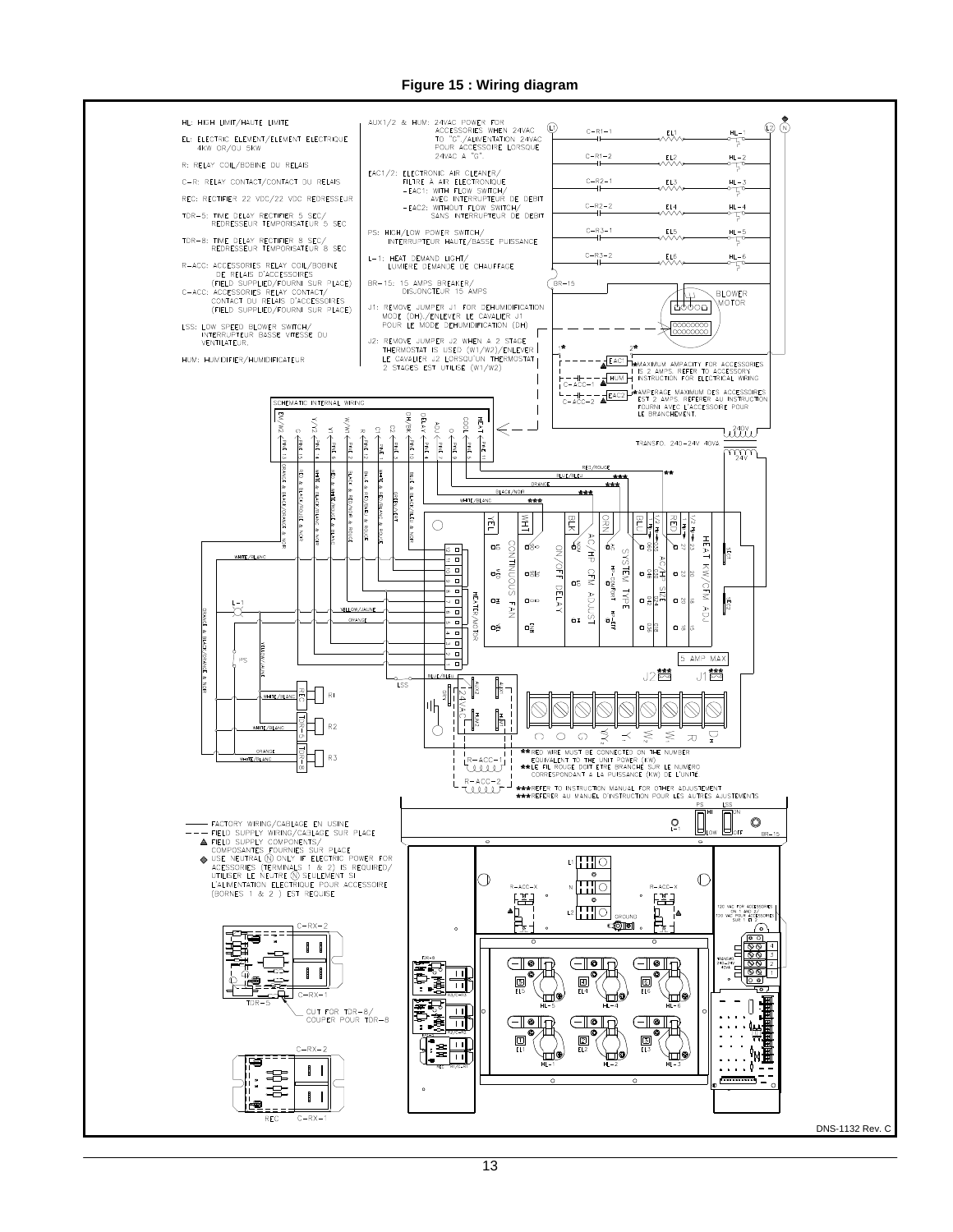**Figure 15 : Wiring diagram**

HL: HIGH LIMIT/HAUTE LIMITE

EL: ELECTRIC ELEMENT/ELEMENT ELECTRIQUE 4KW OR/OU 5KW

R: RELAY COIL/BOBINE DU RELAIS

C-R: RELAY CONTACT/CONTACT DU RELAIS

REC: RECTIFIER 22 VDC/22 VDC REDRESSEUR

TDR-5: TIME DELAY RECTIFIER 5 SEC/ REDRESSEUR TEMPORISATEUR 5 SEC

TDR-8: TIME DELAY RECTIFIER 8 SEC/ REDRESSEUR TEMPORISATEUR 8 SEC

R-ACC: ACCESSORIES RELAY COIL/BOBINE DE RELAIS D'ACCESSOIRES (FIELD SUPPLIED/FOURNI SUR PLACE)

C-ACC: ACCESSORIES RELAY CONTACT/ CONTACT DU RELAIS D'ACCESSOIRES (FIELD SUPPLIED/FOURNI SUR PLACE)

LSS: LOW SPEED BLOWER SWITCH/ INTERRUPTEUR BASSE VITESSE DU VENTILATEUR.

HUM: HUMIDIFIER/HUMIDIFICATEUR

AUX1/2 & HUM: 24VAC POWER FOR ACCESSORIES WHEN 24VAC TO "G"/ALIMENTATION 24VAC POUR ACCESSOIRE LORSQUE 24VAC A "G".

EAC1/2: ELECTRONIC AIR CLEANER/ FILTRE A AIR ELECTRONIQUE
- EAC1: WITH FLOW SWITCH/ AVEC INTERRUPTEUR DE DEBIT
- EAC2: WITHOUT FLOW SWITCH/ SANS INTERRUPTEUR DE DEBIT

PS: HIGH/LOW POWER SWITCH/ INTERRUPTEUR HAUTE/BASSE PUISSANCE

L-1: HEAT DEMAND LIGHT/ LUMIERE DEMANDE DE CHAUFFAGE

BR-15: 15 AMPS BREAKER/ DISJONCTEUR 15 AMPS

J1: REMOVE JUMPER J1 FOR DEHUMIDIFICATION MODE (DH)/ENLEVER LE CAVALIER J1 POUR LE MODE DEHUMIDIFICATION (DH)

J2: REMOVE JUMPER J2 WHEN A 2 STAGE THERMOSTAT IS USED (W1/W2)/ENLEVER LE CAVALIER J2 LORSQU'UN THERMOSTAT 2 STAGES EST UTILISE (W1/W2)

L1 L2 N

C-R1-1 EL1 HL-1
C-R1-2 EL2 HL-2
C-R2-1 EL3 HL-3
C-R2-2 EL4 HL-4
C-R3-1 EL5 HL-5
C-R3-2 EL6 HL-6

BR-15

BLOWER MOTOR

\* 2\* EAC1 HUM EAC2 C-ACC-1 C-ACC-2

\*MAXIMUM AMPACITY FOR ACCESSORIES IS 2 AMPS. REFER TO ACCESSORY INSTRUCTION FOR ELECTRICAL WIRING.

\*AMPERAGE MAXIMUM DES ACCESSOIRES EST 2 AMPS. REFERER AU INSTRUCTION FOURNI AVEC L'ACCESSOIRE POUR LE BRANCHEMENT.

SCHEMATIC INTERNAL WIRING

EM/W2 G Y/Y2 Y1 W/W1 R C1 C2 DH/BK DELAY ADJ O COOL HEAT

240V TRANSFO. 240-24V 40VA 24V

RED/ROUGE BLUE/BLEU ORANGE BLACK/NOIR WHITE/BLANC

YEL WHT BLK ORN BLU RED

CONTINUOUS FAN  ON/OFF DELAY  AC/HP CFM ADJUST  SYSTEM TYPE  AC/HP SIZE  HEAT KW/CFM ADJ

HEATER/MOTOR

5 AMP MAX

J2 \*\*\* J1 \*\*\*

L-1 PS LSS REC R1 TDR-5 R2 TDR-8 R3

24VAC AUX1 AUX2 HUM

C O G Y2 Y1 W2 W1 R DH

R-ACC-1 R-ACC-2

\*\*RED WIRE MUST BE CONNECTED ON THE NUMBER EQUIVALENT TO THE UNIT POWER (KW)
\*\*LE FIL ROUGE DOIT ETRE BRANCHE SUR LE NUMERO CORRESPONDANT A LA PUISSANCE (KW) DE L'UNITE

\*\*\*REFER TO INSTRUCTION MANUAL FOR OTHER ADJUSTEMENT
\*\*\*REFERER AU MANUEL D'INSTRUCTION POUR LES AUTRES AJUSTEMENTS

FACTORY WIRING/CABLAGE EN USINE

FIELD SUPPLY WIRING/CABLAGE SUR PLACE

▲ FIELD SUPPLY COMPONENTS/ COMPOSANTES FOURNIES SUR PLACE

◆ USE NEUTRAL (N) ONLY IF ELECTRIC POWER FOR ACESSORIES (TERMINALS 1 & 2) IS REQUIRED/ UTILISER LE NEUTRE (N) SEULEMENT SI L'ALIMENTATION ELECTRIQUE POUR ACCESSOIRE (BORNES 1 & 2 ) EST REQUISE

C-RX-2 C-RX-1 TDR-5 CUT FOR TDR-8/ COUPER POUR TDR-8

C-RX-2 REC C-RX-1

PS LSS HI LOW ON OFF L-1 BR-15

L1 N L2 GROUND R-ACC-X

120 VAC FOR ACCESSORIES ON 1 AND 2/ 120 VAC POUR ACCESSOIRES SUR 1 ET 2

TRANSFO. 240-24V 40VA

EL5 EL4 EL6 HL-5 HL-4 HL-6 EL1 EL2 EL3 HL-1 HL-2 HL-3

DNS-1132 Rev. C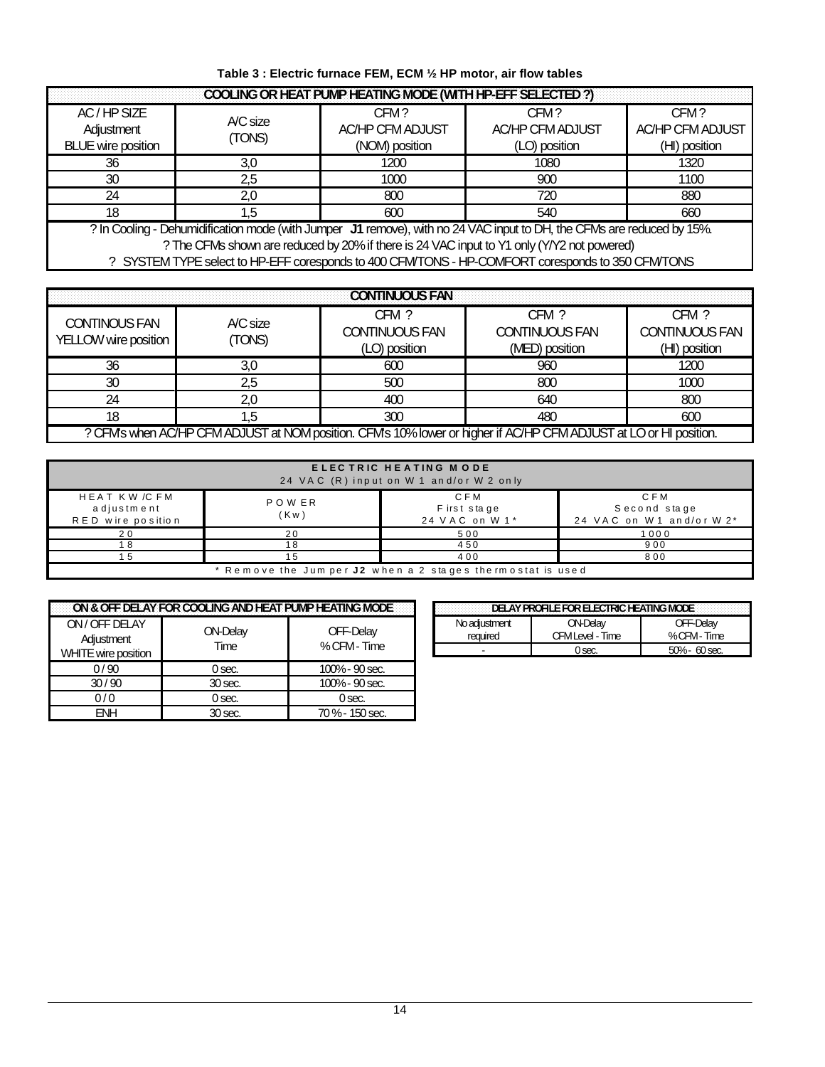**Table 3 : Electric furnace FEM, ECM ½ HP motor, air flow tables**

| COOLING OR HEAT PUMP HEATING MODE (WITH HP-EFF SELECTED ?) | | | | |
|---|---|---|---|---|
| AC / HP SIZE Adjustment BLUE wire position | A/C size (TONS) | CFM ? AC/HP CFM ADJUST (NOM) position | CFM ? AC/HP CFM ADJUST (LO) position | CFM ? AC/HP CFM ADJUST (HI) position |
| 36 | 3,0 | 1200 | 1080 | 1320 |
| 30 | 2,5 | 1000 | 900 | 1100 |
| 24 | 2,0 | 800 | 720 | 880 |
| 18 | 1,5 | 600 | 540 | 660 |

? In Cooling - Dehumidification mode (with Jumper **J1** remove), with no 24 VAC input to DH, the CFMs are reduced by 15%.
? The CFMs shown are reduced by 20% if there is 24 VAC input to Y1 only (Y/Y2 not powered)
? SYSTEM TYPE select to HP-EFF coresponds to 400 CFM/TONS - HP-COMFORT coresponds to 350 CFM/TONS

| CONTINUOUS FAN | | | | |
|---|---|---|---|---|
| CONTINOUS FAN YELLOW wire position | A/C size (TONS) | CFM ? CONTINUOUS FAN (LO) position | CFM ? CONTINUOUS FAN (MED) position | CFM ? CONTINUOUS FAN (HI) position |
| 36 | 3,0 | 600 | 960 | 1200 |
| 30 | 2,5 | 500 | 800 | 1000 |
| 24 | 2,0 | 400 | 640 | 800 |
| 18 | 1,5 | 300 | 480 | 600 |

? CFM's when AC/HP CFM ADJUST at NOM position. CFM's 10% lower or higher if AC/HP CFM ADJUST at LO or HI position.

| ELECTRIC HEATING MODE 24 VAC (R) input on W1 and/or W2 only | | | |
|---|---|---|---|
| HEAT KW/CFM adjustment RED wire position | POWER (Kw) | CFM First stage 24 VAC on W1* | CFM Second stage 24 VAC on W1 and/or W2* |
| 20 | 20 | 500 | 1000 |
| 18 | 18 | 450 | 900 |
| 15 | 15 | 400 | 800 |

\* Remove the Jumper **J2** when a 2 stages thermostat is used

| ON & OFF DELAY FOR COOLING AND HEAT PUMP HEATING MODE | | |
|---|---|---|
| ON / OFF DELAY Adjustment WHITE wire position | ON-Delay Time | OFF-Delay % CFM - Time |
| 0 / 90 | 0 sec. | 100% - 90 sec. |
| 30 / 90 | 30 sec. | 100% - 90 sec. |
| 0 / 0 | 0 sec. | 0 sec. |
| ENH | 30 sec. | 70 % - 150 sec. |

| DELAY PROFILE FOR ELECTRIC HEATING MODE | | |
|---|---|---|
| No adjustment required | ON-Delay CFM Level - Time | OFF-Delay % CFM - Time |
| - | 0 sec. | 50% - 60 sec. |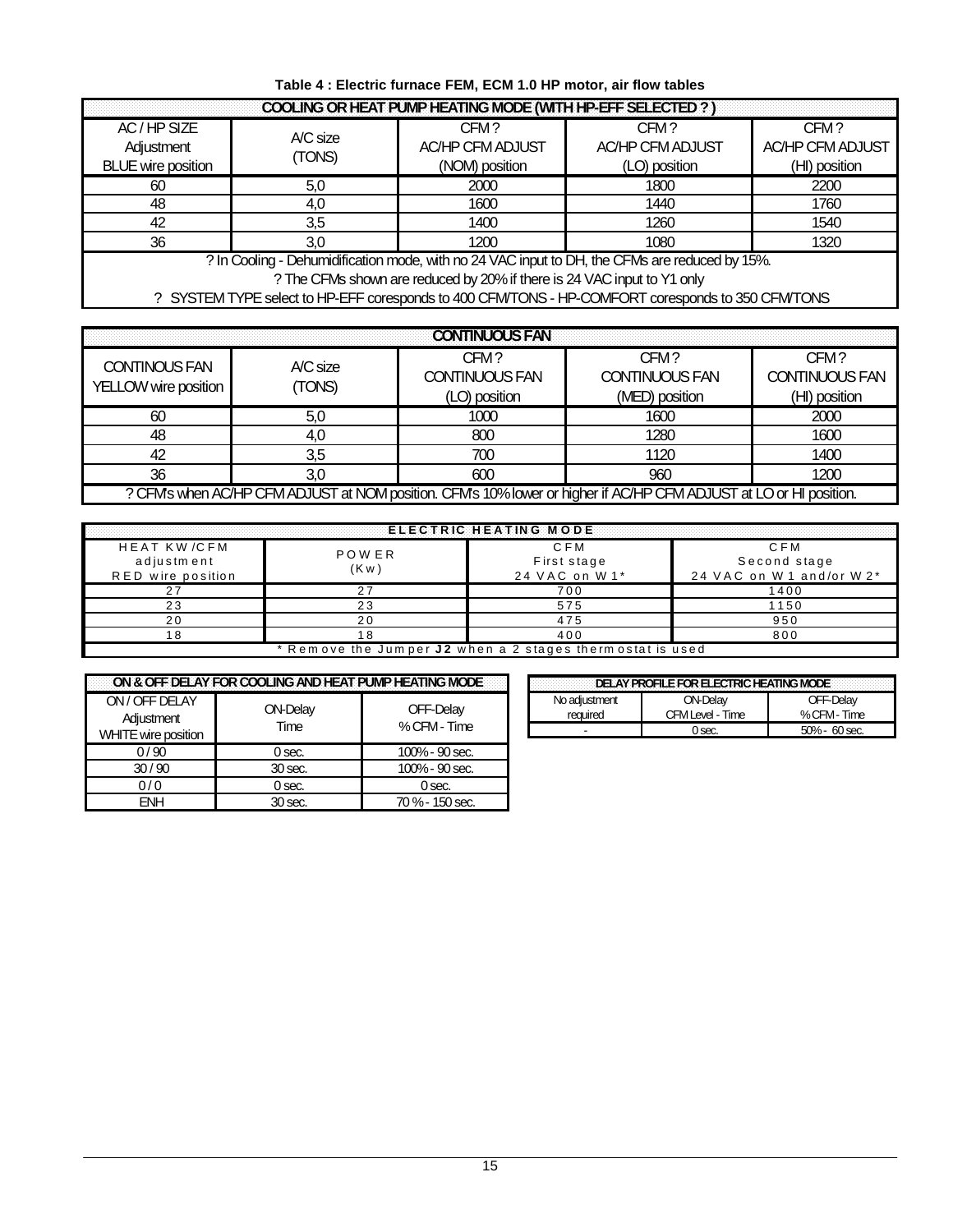**Table 4 : Electric furnace FEM, ECM 1.0 HP motor, air flow tables**

| COOLING OR HEAT PUMP HEATING MODE (WITH HP-EFF SELECTED ? ) | | | | |
|---|---|---|---|---|
| AC / HP SIZE Adjustment BLUE wire position | A/C size (TONS) | CFM ? AC/HP CFM ADJUST (NOM) position | CFM ? AC/HP CFM ADJUST (LO) position | CFM ? AC/HP CFM ADJUST (HI) position |
| 60 | 5,0 | 2000 | 1800 | 2200 |
| 48 | 4,0 | 1600 | 1440 | 1760 |
| 42 | 3,5 | 1400 | 1260 | 1540 |
| 36 | 3,0 | 1200 | 1080 | 1320 |

? In Cooling - Dehumidification mode, with no 24 VAC input to DH, the CFMs are reduced by 15%.
? The CFMs shown are reduced by 20% if there is 24 VAC input to Y1 only
? SYSTEM TYPE select to HP-EFF coresponds to 400 CFM/TONS - HP-COMFORT coresponds to 350 CFM/TONS

| CONTINUOUS FAN | | | | |
|---|---|---|---|---|
| CONTINOUS FAN YELLOW wire position | A/C size (TONS) | CFM ? CONTINUOUS FAN (LO) position | CFM ? CONTINUOUS FAN (MED) position | CFM ? CONTINUOUS FAN (HI) position |
| 60 | 5,0 | 1000 | 1600 | 2000 |
| 48 | 4,0 | 800 | 1280 | 1600 |
| 42 | 3,5 | 700 | 1120 | 1400 |
| 36 | 3,0 | 600 | 960 | 1200 |

? CFM's when AC/HP CFM ADJUST at NOM position. CFM's 10% lower or higher if AC/HP CFM ADJUST at LO or HI position.

| ELECTRIC HEATING MODE | | | |
|---|---|---|---|
| HEAT KW/CFM adjustment RED wire position | POWER (Kw) | CFM First stage 24 VAC on W1* | CFM Second stage 24 VAC on W1 and/or W2* |
| 27 | 27 | 700 | 1400 |
| 23 | 23 | 575 | 1150 |
| 20 | 20 | 475 | 950 |
| 18 | 18 | 400 | 800 |

* Remove the Jumper **J2** when a 2 stages thermostat is used

| ON & OFF DELAY FOR COOLING AND HEAT PUMP HEATING MODE | | |
|---|---|---|
| ON / OFF DELAY Adjustment WHITE wire position | ON-Delay Time | OFF-Delay % CFM - Time |
| 0 / 90 | 0 sec. | 100% - 90 sec. |
| 30 / 90 | 30 sec. | 100% - 90 sec. |
| 0 / 0 | 0 sec. | 0 sec. |
| ENH | 30 sec. | 70 % - 150 sec. |

| DELAY PROFILE FOR ELECTRIC HEATING MODE | | |
|---|---|---|
| No adjustment required | ON-Delay CFM Level - Time | OFF-Delay % CFM - Time |
| - | 0 sec. | 50% - 60 sec. |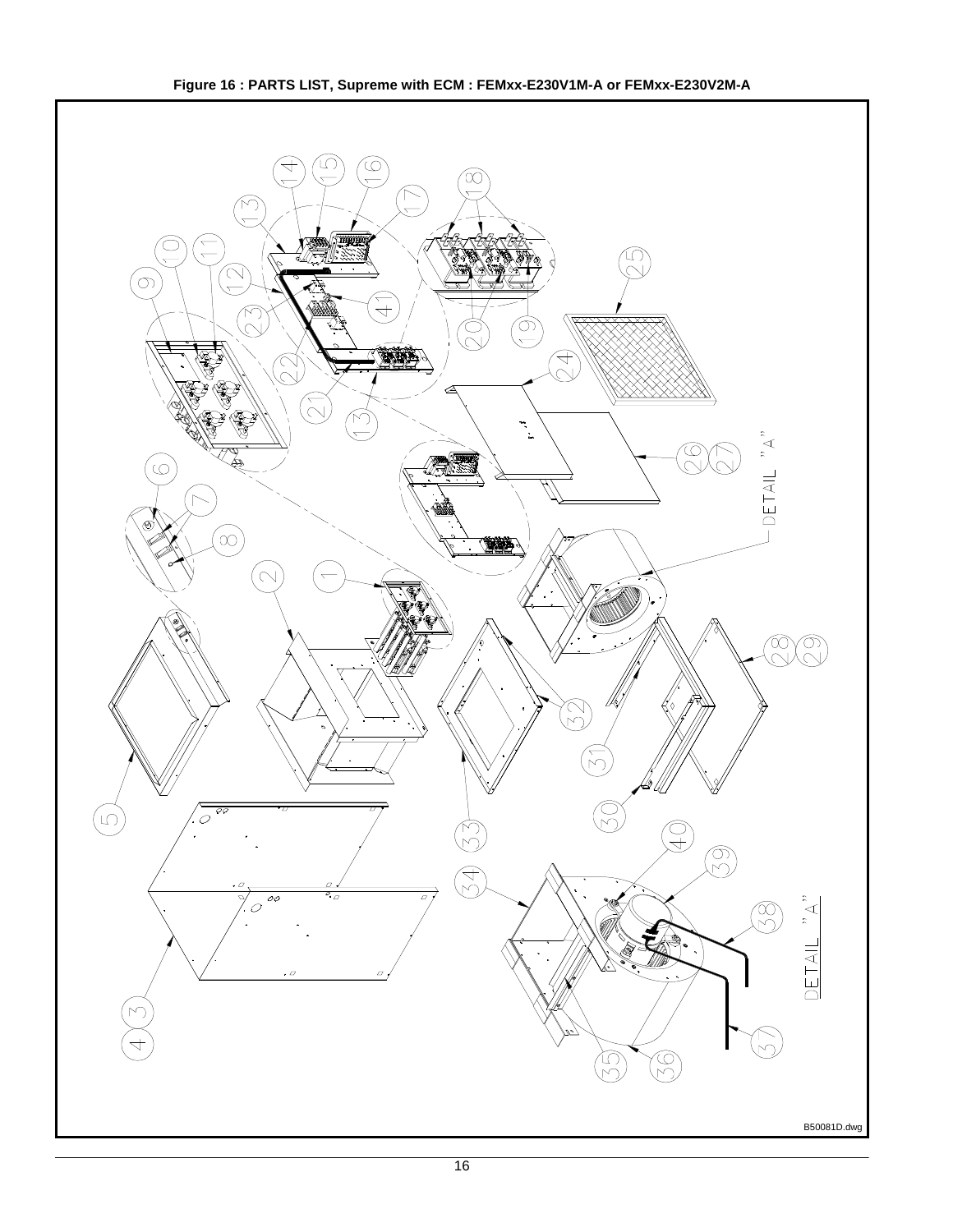**Figure 16 : PARTS LIST, Supreme with ECM : FEMxx-E230V1M-A or FEMxx-E230V2M-A**

1
2
3
4
5
6
7
8
9
10
11
12
13
14
15
16
17
18
19
20
21
22
23
24
25
26
27
28
29
30
31
32
33
34
35
36
37
38
39
40
41

DETAIL "A"

DETAIL "A"

B50081D.dwg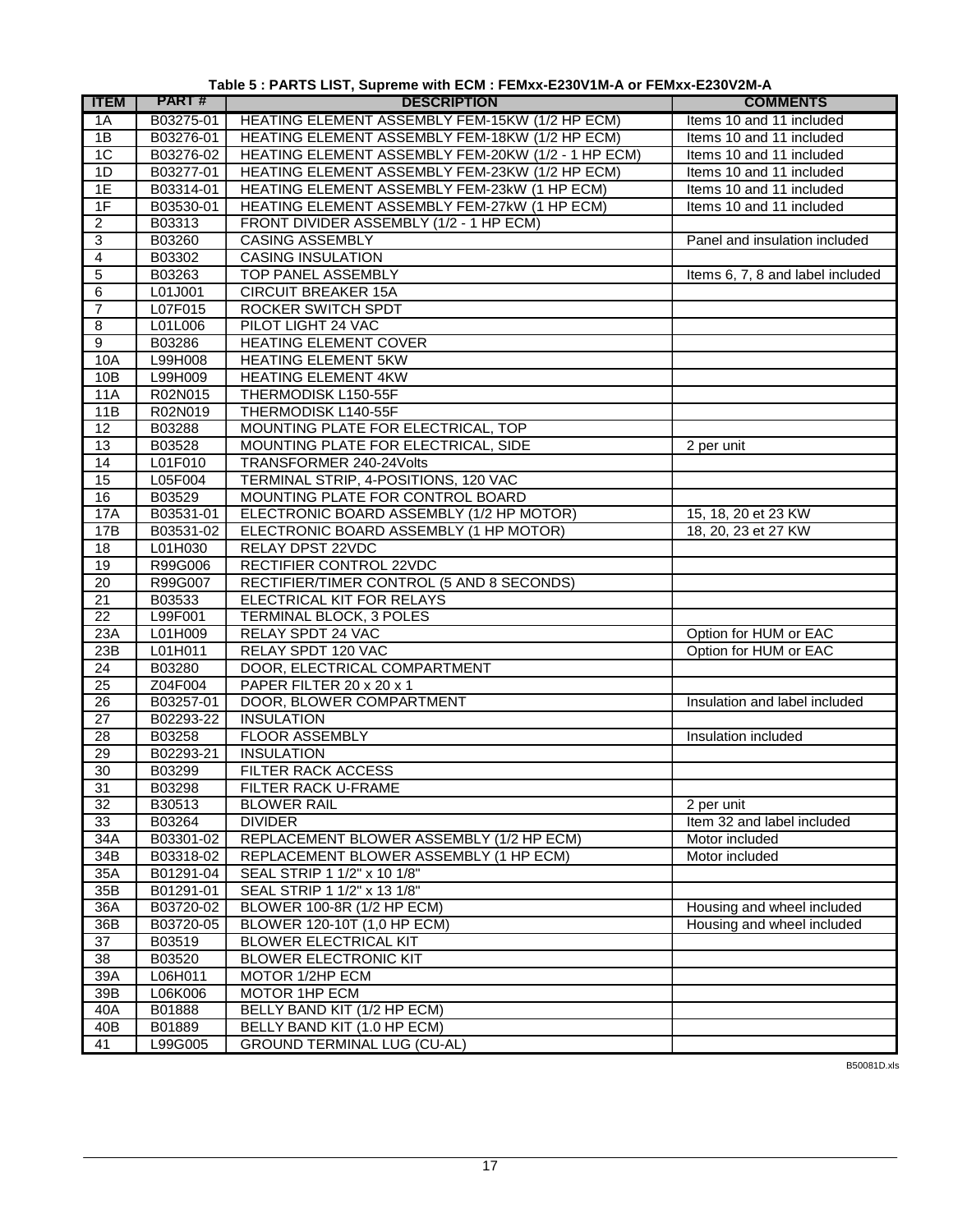**Table 5 : PARTS LIST, Supreme with ECM : FEMxx-E230V1M-A or FEMxx-E230V2M-A**

| ITEM | PART # | DESCRIPTION | COMMENTS |
|---|---|---|---|
| 1A | B03275-01 | HEATING ELEMENT ASSEMBLY FEM-15KW (1/2 HP ECM) | Items 10 and 11 included |
| 1B | B03276-01 | HEATING ELEMENT ASSEMBLY FEM-18KW (1/2 HP ECM) | Items 10 and 11 included |
| 1C | B03276-02 | HEATING ELEMENT ASSEMBLY FEM-20KW (1/2 - 1 HP ECM) | Items 10 and 11 included |
| 1D | B03277-01 | HEATING ELEMENT ASSEMBLY FEM-23KW (1/2 HP ECM) | Items 10 and 11 included |
| 1E | B03314-01 | HEATING ELEMENT ASSEMBLY FEM-23kW (1 HP ECM) | Items 10 and 11 included |
| 1F | B03530-01 | HEATING ELEMENT ASSEMBLY FEM-27kW (1 HP ECM) | Items 10 and 11 included |
| 2 | B03313 | FRONT DIVIDER ASSEMBLY (1/2 - 1 HP ECM) | |
| 3 | B03260 | CASING ASSEMBLY | Panel and insulation included |
| 4 | B03302 | CASING INSULATION | |
| 5 | B03263 | TOP PANEL ASSEMBLY | Items 6, 7, 8 and label included |
| 6 | L01J001 | CIRCUIT BREAKER 15A | |
| 7 | L07F015 | ROCKER SWITCH SPDT | |
| 8 | L01L006 | PILOT LIGHT 24 VAC | |
| 9 | B03286 | HEATING ELEMENT COVER | |
| 10A | L99H008 | HEATING ELEMENT 5KW | |
| 10B | L99H009 | HEATING ELEMENT 4KW | |
| 11A | R02N015 | THERMODISK L150-55F | |
| 11B | R02N019 | THERMODISK L140-55F | |
| 12 | B03288 | MOUNTING PLATE FOR ELECTRICAL, TOP | |
| 13 | B03528 | MOUNTING PLATE FOR ELECTRICAL, SIDE | 2 per unit |
| 14 | L01F010 | TRANSFORMER 240-24Volts | |
| 15 | L05F004 | TERMINAL STRIP, 4-POSITIONS, 120 VAC | |
| 16 | B03529 | MOUNTING PLATE FOR CONTROL BOARD | |
| 17A | B03531-01 | ELECTRONIC BOARD ASSEMBLY (1/2 HP MOTOR) | 15, 18, 20 et 23 KW |
| 17B | B03531-02 | ELECTRONIC BOARD ASSEMBLY (1 HP MOTOR) | 18, 20, 23 et 27 KW |
| 18 | L01H030 | RELAY DPST 22VDC | |
| 19 | R99G006 | RECTIFIER CONTROL 22VDC | |
| 20 | R99G007 | RECTIFIER/TIMER CONTROL (5 AND 8 SECONDS) | |
| 21 | B03533 | ELECTRICAL KIT FOR RELAYS | |
| 22 | L99F001 | TERMINAL BLOCK, 3 POLES | |
| 23A | L01H009 | RELAY SPDT 24 VAC | Option for HUM or EAC |
| 23B | L01H011 | RELAY SPDT 120 VAC | Option for HUM or EAC |
| 24 | B03280 | DOOR, ELECTRICAL COMPARTMENT | |
| 25 | Z04F004 | PAPER FILTER 20 x 20 x 1 | |
| 26 | B03257-01 | DOOR, BLOWER COMPARTMENT | Insulation and label included |
| 27 | B02293-22 | INSULATION | |
| 28 | B03258 | FLOOR ASSEMBLY | Insulation included |
| 29 | B02293-21 | INSULATION | |
| 30 | B03299 | FILTER RACK ACCESS | |
| 31 | B03298 | FILTER RACK U-FRAME | |
| 32 | B30513 | BLOWER RAIL | 2 per unit |
| 33 | B03264 | DIVIDER | Item 32 and label included |
| 34A | B03301-02 | REPLACEMENT BLOWER ASSEMBLY (1/2 HP ECM) | Motor included |
| 34B | B03318-02 | REPLACEMENT BLOWER ASSEMBLY (1 HP ECM) | Motor included |
| 35A | B01291-04 | SEAL STRIP 1 1/2" x 10 1/8" | |
| 35B | B01291-01 | SEAL STRIP 1 1/2" x 13 1/8" | |
| 36A | B03720-02 | BLOWER 100-8R (1/2 HP ECM) | Housing and wheel included |
| 36B | B03720-05 | BLOWER 120-10T (1,0 HP ECM) | Housing and wheel included |
| 37 | B03519 | BLOWER ELECTRICAL KIT | |
| 38 | B03520 | BLOWER ELECTRONIC KIT | |
| 39A | L06H011 | MOTOR 1/2HP ECM | |
| 39B | L06K006 | MOTOR 1HP ECM | |
| 40A | B01888 | BELLY BAND KIT (1/2 HP ECM) | |
| 40B | B01889 | BELLY BAND KIT (1.0 HP ECM) | |
| 41 | L99G005 | GROUND TERMINAL LUG (CU-AL) | |

B50081D.xls